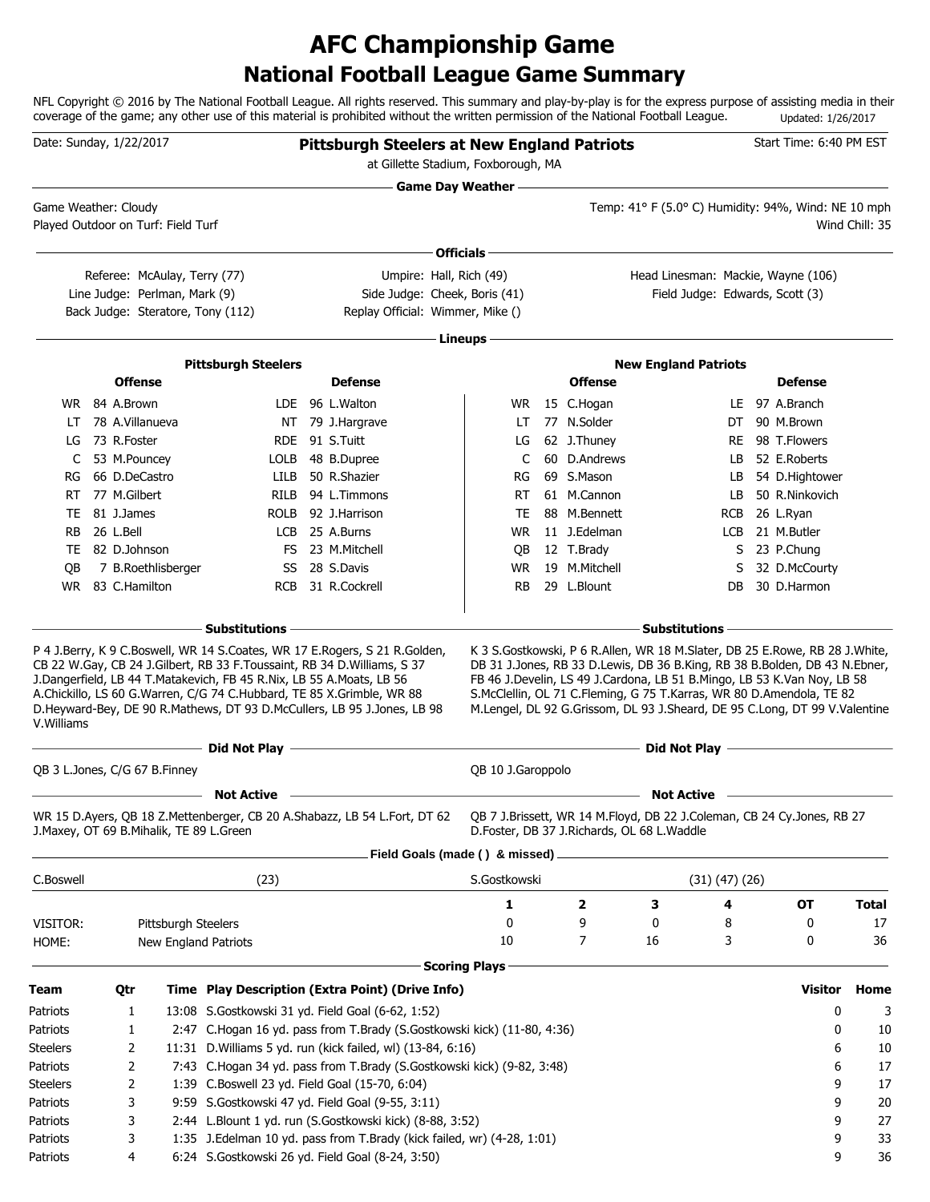# AFC Championship Game
## National Football League Game Summary

NFL Copyright © 2016 by The National Football League. All rights reserved. This summary and play-by-play is for the express purpose of assisting media in their coverage of the game; any other use of this material is prohibited without the written permission of the National Football League. Updated: 1/26/2017

Date: Sunday, 1/22/2017

**Pittsburgh Steelers at New England Patriots**

at Gillette Stadium, Foxborough, MA

Start Time: 6:40 PM EST

### Game Day Weather

Game Weather: Cloudy
Played Outdoor on Turf: Field Turf

Temp: 41° F (5.0° C) Humidity: 94%, Wind: NE 10 mph
Wind Chill: 35

### Officials

Referee: McAulay, Terry (77)
Umpire: Hall, Rich (49)
Head Linesman: Mackie, Wayne (106)
Line Judge: Perlman, Mark (9)
Side Judge: Cheek, Boris (41)
Field Judge: Edwards, Scott (3)
Back Judge: Steratore, Tony (112)
Replay Official: Wimmer, Mike ()

### Lineups

**Pittsburgh Steelers**

| Offense | | | Defense | | |
|---|---|---|---|---|---|
| WR | 84 | A.Brown | LDE | 96 | L.Walton |
| LT | 78 | A.Villanueva | NT | 79 | J.Hargrave |
| LG | 73 | R.Foster | RDE | 91 | S.Tuitt |
| C | 53 | M.Pouncey | LOLB | 48 | B.Dupree |
| RG | 66 | D.DeCastro | LILB | 50 | R.Shazier |
| RT | 77 | M.Gilbert | RILB | 94 | L.Timmons |
| TE | 81 | J.James | ROLB | 92 | J.Harrison |
| RB | 26 | L.Bell | LCB | 25 | A.Burns |
| TE | 82 | D.Johnson | FS | 23 | M.Mitchell |
| QB | 7 | B.Roethlisberger | SS | 28 | S.Davis |
| WR | 83 | C.Hamilton | RCB | 31 | R.Cockrell |

**New England Patriots**

| Offense | | | Defense | | |
|---|---|---|---|---|---|
| WR | 15 | C.Hogan | LE | 97 | A.Branch |
| LT | 77 | N.Solder | DT | 90 | M.Brown |
| LG | 62 | J.Thuney | RE | 98 | T.Flowers |
| C | 60 | D.Andrews | LB | 52 | E.Roberts |
| RG | 69 | S.Mason | LB | 54 | D.Hightower |
| RT | 61 | M.Cannon | LB | 50 | R.Ninkovich |
| TE | 88 | M.Bennett | RCB | 26 | L.Ryan |
| WR | 11 | J.Edelman | LCB | 21 | M.Butler |
| QB | 12 | T.Brady | S | 23 | P.Chung |
| WR | 19 | M.Mitchell | S | 32 | D.McCourty |
| RB | 29 | L.Blount | DB | 30 | D.Harmon |

### Substitutions

**Pittsburgh Steelers:** P 4 J.Berry, K 9 C.Boswell, WR 14 S.Coates, WR 17 E.Rogers, S 21 R.Golden, CB 22 W.Gay, CB 24 J.Gilbert, RB 33 F.Toussaint, RB 34 D.Williams, S 37 J.Dangerfield, LB 44 T.Matakevich, FB 45 R.Nix, LB 55 A.Moats, LB 56 A.Chickillo, LS 60 G.Warren, C/G 74 C.Hubbard, TE 85 X.Grimble, WR 88 D.Heyward-Bey, DE 90 R.Mathews, DT 93 D.McCullers, LB 95 J.Jones, LB 98 V.Williams

**New England Patriots:** K 3 S.Gostkowski, P 6 R.Allen, WR 18 M.Slater, DB 25 E.Rowe, RB 28 J.White, DB 31 J.Jones, RB 33 D.Lewis, DB 36 B.King, RB 38 B.Bolden, DB 43 N.Ebner, FB 46 J.Develin, LS 49 J.Cardona, LB 51 B.Mingo, LB 53 K.Van Noy, LB 58 S.McClellin, OL 71 C.Fleming, G 75 T.Karras, WR 80 D.Amendola, TE 82 M.Lengel, DL 92 G.Grissom, DL 93 J.Sheard, DE 95 C.Long, DT 99 V.Valentine

### Did Not Play

**Pittsburgh Steelers:** QB 3 L.Jones, C/G 67 B.Finney

**New England Patriots:** QB 10 J.Garoppolo

### Not Active

**Pittsburgh Steelers:** WR 15 D.Ayers, QB 18 Z.Mettenberger, CB 20 A.Shabazz, LB 54 L.Fort, DT 62 J.Maxey, OT 69 B.Mihalik, TE 89 L.Green

**New England Patriots:** QB 7 J.Brissett, WR 14 M.Floyd, DB 22 J.Coleman, CB 24 Cy.Jones, RB 27 D.Foster, DB 37 J.Richards, OL 68 L.Waddle

### Field Goals (made ( ) & missed)

C.Boswell (23)

S.Gostkowski (31) (47) (26)

| | | 1 | 2 | 3 | 4 | OT | Total |
|---|---|---|---|---|---|---|---|
| VISITOR: | Pittsburgh Steelers | 0 | 9 | 0 | 8 | 0 | 17 |
| HOME: | New England Patriots | 10 | 7 | 16 | 3 | 0 | 36 |

### Scoring Plays

| Team | Qtr | Time | Play Description (Extra Point) (Drive Info) | Visitor | Home |
|---|---|---|---|---|---|
| Patriots | 1 | 13:08 | S.Gostkowski 31 yd. Field Goal (6-62, 1:52) | 0 | 3 |
| Patriots | 1 | 2:47 | C.Hogan 16 yd. pass from T.Brady (S.Gostkowski kick) (11-80, 4:36) | 0 | 10 |
| Steelers | 2 | 11:31 | D.Williams 5 yd. run (kick failed, wl) (13-84, 6:16) | 6 | 10 |
| Patriots | 2 | 7:43 | C.Hogan 34 yd. pass from T.Brady (S.Gostkowski kick) (9-82, 3:48) | 6 | 17 |
| Steelers | 2 | 1:39 | C.Boswell 23 yd. Field Goal (15-70, 6:04) | 9 | 17 |
| Patriots | 3 | 9:59 | S.Gostkowski 47 yd. Field Goal (9-55, 3:11) | 9 | 20 |
| Patriots | 3 | 2:44 | L.Blount 1 yd. run (S.Gostkowski kick) (8-88, 3:52) | 9 | 27 |
| Patriots | 3 | 1:35 | J.Edelman 10 yd. pass from T.Brady (kick failed, wr) (4-28, 1:01) | 9 | 33 |
| Patriots | 4 | 6:24 | S.Gostkowski 26 yd. Field Goal (8-24, 3:50) | 9 | 36 |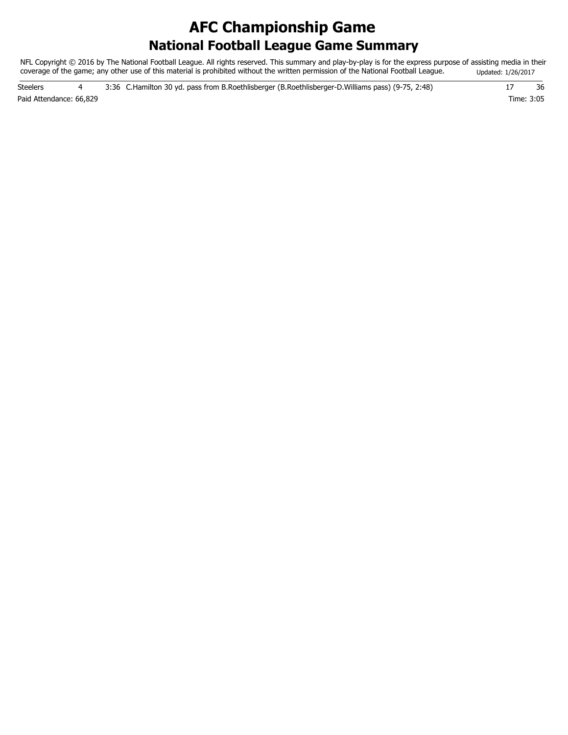# AFC Championship Game
## National Football League Game Summary

NFL Copyright © 2016 by The National Football League. All rights reserved. This summary and play-by-play is for the express purpose of assisting media in their coverage of the game; any other use of this material is prohibited without the written permission of the National Football League. Updated: 1/26/2017

| | | | | | |
|---|---|---|---|---|---|
| Steelers | 4 | 3:36 | C.Hamilton 30 yd. pass from B.Roethlisberger (B.Roethlisberger-D.Williams pass) (9-75, 2:48) | 17 | 36 |

Paid Attendance: 66,829

Time: 3:05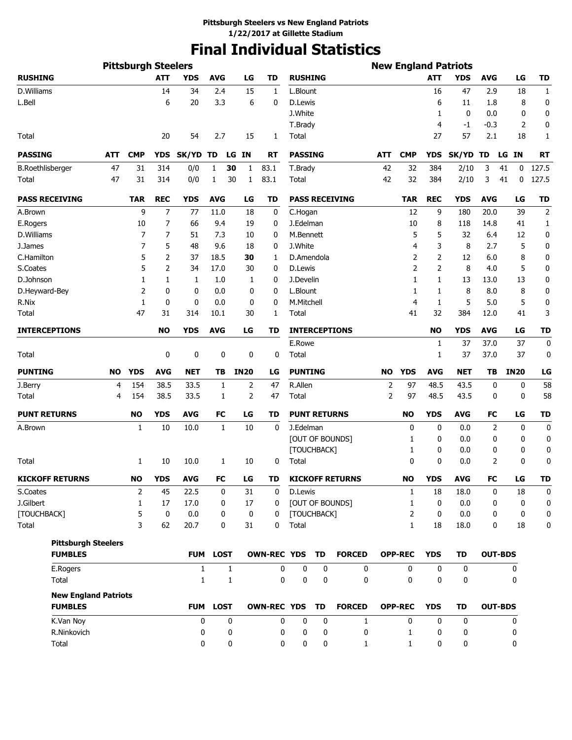**Pittsburgh Steelers vs New England Patriots**
**1/22/2017 at Gillette Stadium**

# Final Individual Statistics

## Pittsburgh Steelers

| RUSHING | ATT | YDS | AVG | LG | TD |
|---|---|---|---|---|---|
| D.Williams | 14 | 34 | 2.4 | 15 | 1 |
| L.Bell | 6 | 20 | 3.3 | 6 | 0 |
| Total | 20 | 54 | 2.7 | 15 | 1 |

| PASSING | ATT | CMP | YDS | SK/YD | TD | LG | IN | RT |
|---|---|---|---|---|---|---|---|---|
| B.Roethlisberger | 47 | 31 | 314 | 0/0 | 1 | **30** | 1 | 83.1 |
| Total | 47 | 31 | 314 | 0/0 | 1 | 30 | 1 | 83.1 |

| PASS RECEIVING | TAR | REC | YDS | AVG | LG | TD |
|---|---|---|---|---|---|---|
| A.Brown | 9 | 7 | 77 | 11.0 | 18 | 0 |
| E.Rogers | 10 | 7 | 66 | 9.4 | 19 | 0 |
| D.Williams | 7 | 7 | 51 | 7.3 | 10 | 0 |
| J.James | 7 | 5 | 48 | 9.6 | 18 | 0 |
| C.Hamilton | 5 | 2 | 37 | 18.5 | **30** | 1 |
| S.Coates | 5 | 2 | 34 | 17.0 | 30 | 0 |
| D.Johnson | 1 | 1 | 1 | 1.0 | 1 | 0 |
| D.Heyward-Bey | 2 | 0 | 0 | 0.0 | 0 | 0 |
| R.Nix | 1 | 0 | 0 | 0.0 | 0 | 0 |
| Total | 47 | 31 | 314 | 10.1 | 30 | 1 |

| INTERCEPTIONS | NO | YDS | AVG | LG | TD |
|---|---|---|---|---|---|
| Total | 0 | 0 | 0 | 0 | 0 |

| PUNTING | NO | YDS | AVG | NET | TB | IN20 | LG |
|---|---|---|---|---|---|---|---|
| J.Berry | 4 | 154 | 38.5 | 33.5 | 1 | 2 | 47 |
| Total | 4 | 154 | 38.5 | 33.5 | 1 | 2 | 47 |

| PUNT RETURNS | NO | YDS | AVG | FC | LG | TD |
|---|---|---|---|---|---|---|
| A.Brown | 1 | 10 | 10.0 | 1 | 10 | 0 |
| Total | 1 | 10 | 10.0 | 1 | 10 | 0 |

| KICKOFF RETURNS | NO | YDS | AVG | FC | LG | TD |
|---|---|---|---|---|---|---|
| S.Coates | 2 | 45 | 22.5 | 0 | 31 | 0 |
| J.Gilbert | 1 | 17 | 17.0 | 0 | 17 | 0 |
| [TOUCHBACK] | 5 | 0 | 0.0 | 0 | 0 | 0 |
| Total | 3 | 62 | 20.7 | 0 | 31 | 0 |

## New England Patriots

| RUSHING | ATT | YDS | AVG | LG | TD |
|---|---|---|---|---|---|
| L.Blount | 16 | 47 | 2.9 | 18 | 1 |
| D.Lewis | 6 | 11 | 1.8 | 8 | 0 |
| J.White | 1 | 0 | 0.0 | 0 | 0 |
| T.Brady | 4 | -1 | -0.3 | 2 | 0 |
| Total | 27 | 57 | 2.1 | 18 | 1 |

| PASSING | ATT | CMP | YDS | SK/YD | TD | LG | IN | RT |
|---|---|---|---|---|---|---|---|---|
| T.Brady | 42 | 32 | 384 | 2/10 | 3 | 41 | 0 | 127.5 |
| Total | 42 | 32 | 384 | 2/10 | 3 | 41 | 0 | 127.5 |

| PASS RECEIVING | TAR | REC | YDS | AVG | LG | TD |
|---|---|---|---|---|---|---|
| C.Hogan | 12 | 9 | 180 | 20.0 | 39 | 2 |
| J.Edelman | 10 | 8 | 118 | 14.8 | 41 | 1 |
| M.Bennett | 5 | 5 | 32 | 6.4 | 12 | 0 |
| J.White | 4 | 3 | 8 | 2.7 | 5 | 0 |
| D.Amendola | 2 | 2 | 12 | 6.0 | 8 | 0 |
| D.Lewis | 2 | 2 | 8 | 4.0 | 5 | 0 |
| J.Develin | 1 | 1 | 13 | 13.0 | 13 | 0 |
| L.Blount | 1 | 1 | 8 | 8.0 | 8 | 0 |
| M.Mitchell | 4 | 1 | 5 | 5.0 | 5 | 0 |
| Total | 41 | 32 | 384 | 12.0 | 41 | 3 |

| INTERCEPTIONS | NO | YDS | AVG | LG | TD |
|---|---|---|---|---|---|
| E.Rowe | 1 | 37 | 37.0 | 37 | 0 |
| Total | 1 | 37 | 37.0 | 37 | 0 |

| PUNTING | NO | YDS | AVG | NET | TB | IN20 | LG |
|---|---|---|---|---|---|---|---|
| R.Allen | 2 | 97 | 48.5 | 43.5 | 0 | 0 | 58 |
| Total | 2 | 97 | 48.5 | 43.5 | 0 | 0 | 58 |

| PUNT RETURNS | NO | YDS | AVG | FC | LG | TD |
|---|---|---|---|---|---|---|
| J.Edelman | 0 | 0 | 0.0 | 2 | 0 | 0 |
| [OUT OF BOUNDS] | 1 | 0 | 0.0 | 0 | 0 | 0 |
| [TOUCHBACK] | 1 | 0 | 0.0 | 0 | 0 | 0 |
| Total | 0 | 0 | 0.0 | 2 | 0 | 0 |

| KICKOFF RETURNS | NO | YDS | AVG | FC | LG | TD |
|---|---|---|---|---|---|---|
| D.Lewis | 1 | 18 | 18.0 | 0 | 18 | 0 |
| [OUT OF BOUNDS] | 1 | 0 | 0.0 | 0 | 0 | 0 |
| [TOUCHBACK] | 2 | 0 | 0.0 | 0 | 0 | 0 |
| Total | 1 | 18 | 18.0 | 0 | 18 | 0 |

## Fumbles

**Pittsburgh Steelers**

| FUMBLES | FUM | LOST | OWN-REC | YDS | TD | FORCED | OPP-REC | YDS | TD | OUT-BDS |
|---|---|---|---|---|---|---|---|---|---|---|
| E.Rogers | 1 | 1 | 0 | 0 | 0 | 0 | 0 | 0 | 0 | 0 |
| Total | 1 | 1 | 0 | 0 | 0 | 0 | 0 | 0 | 0 | 0 |

**New England Patriots**

| FUMBLES | FUM | LOST | OWN-REC | YDS | TD | FORCED | OPP-REC | YDS | TD | OUT-BDS |
|---|---|---|---|---|---|---|---|---|---|---|
| K.Van Noy | 0 | 0 | 0 | 0 | 0 | 1 | 0 | 0 | 0 | 0 |
| R.Ninkovich | 0 | 0 | 0 | 0 | 0 | 0 | 1 | 0 | 0 | 0 |
| Total | 0 | 0 | 0 | 0 | 0 | 1 | 1 | 0 | 0 | 0 |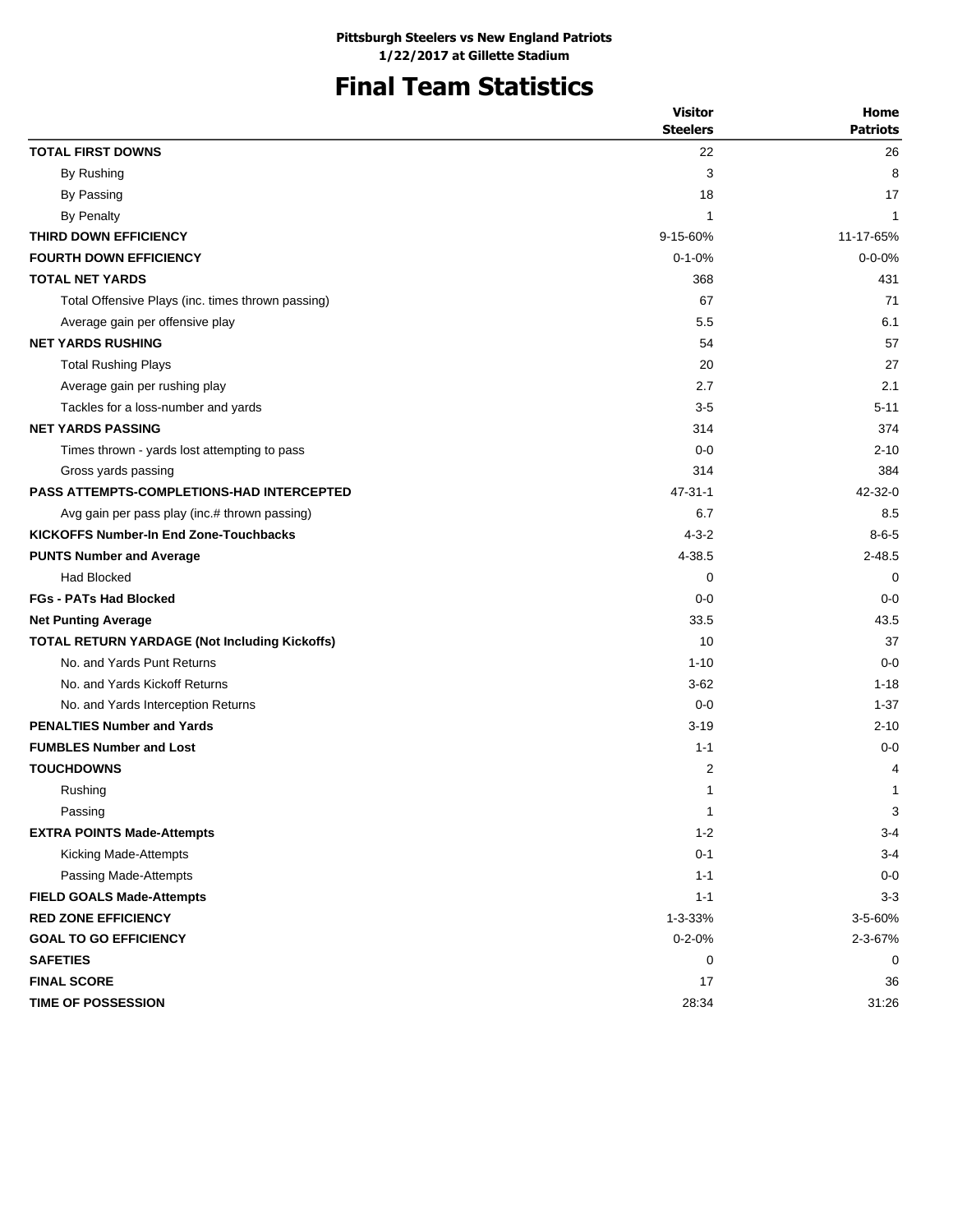**Pittsburgh Steelers vs New England Patriots**
**1/22/2017 at Gillette Stadium**

# Final Team Statistics

| | Visitor Steelers | Home Patriots |
|---|---|---|
| **TOTAL FIRST DOWNS** | 22 | 26 |
| By Rushing | 3 | 8 |
| By Passing | 18 | 17 |
| By Penalty | 1 | 1 |
| **THIRD DOWN EFFICIENCY** | 9-15-60% | 11-17-65% |
| **FOURTH DOWN EFFICIENCY** | 0-1-0% | 0-0-0% |
| **TOTAL NET YARDS** | 368 | 431 |
| Total Offensive Plays (inc. times thrown passing) | 67 | 71 |
| Average gain per offensive play | 5.5 | 6.1 |
| **NET YARDS RUSHING** | 54 | 57 |
| Total Rushing Plays | 20 | 27 |
| Average gain per rushing play | 2.7 | 2.1 |
| Tackles for a loss-number and yards | 3-5 | 5-11 |
| **NET YARDS PASSING** | 314 | 374 |
| Times thrown - yards lost attempting to pass | 0-0 | 2-10 |
| Gross yards passing | 314 | 384 |
| **PASS ATTEMPTS-COMPLETIONS-HAD INTERCEPTED** | 47-31-1 | 42-32-0 |
| Avg gain per pass play (inc.# thrown passing) | 6.7 | 8.5 |
| **KICKOFFS Number-In End Zone-Touchbacks** | 4-3-2 | 8-6-5 |
| **PUNTS Number and Average** | 4-38.5 | 2-48.5 |
| Had Blocked | 0 | 0 |
| **FGs - PATs Had Blocked** | 0-0 | 0-0 |
| **Net Punting Average** | 33.5 | 43.5 |
| **TOTAL RETURN YARDAGE (Not Including Kickoffs)** | 10 | 37 |
| No. and Yards Punt Returns | 1-10 | 0-0 |
| No. and Yards Kickoff Returns | 3-62 | 1-18 |
| No. and Yards Interception Returns | 0-0 | 1-37 |
| **PENALTIES Number and Yards** | 3-19 | 2-10 |
| **FUMBLES Number and Lost** | 1-1 | 0-0 |
| **TOUCHDOWNS** | 2 | 4 |
| Rushing | 1 | 1 |
| Passing | 1 | 3 |
| **EXTRA POINTS Made-Attempts** | 1-2 | 3-4 |
| Kicking Made-Attempts | 0-1 | 3-4 |
| Passing Made-Attempts | 1-1 | 0-0 |
| **FIELD GOALS Made-Attempts** | 1-1 | 3-3 |
| **RED ZONE EFFICIENCY** | 1-3-33% | 3-5-60% |
| **GOAL TO GO EFFICIENCY** | 0-2-0% | 2-3-67% |
| **SAFETIES** | 0 | 0 |
| **FINAL SCORE** | 17 | 36 |
| **TIME OF POSSESSION** | 28:34 | 31:26 |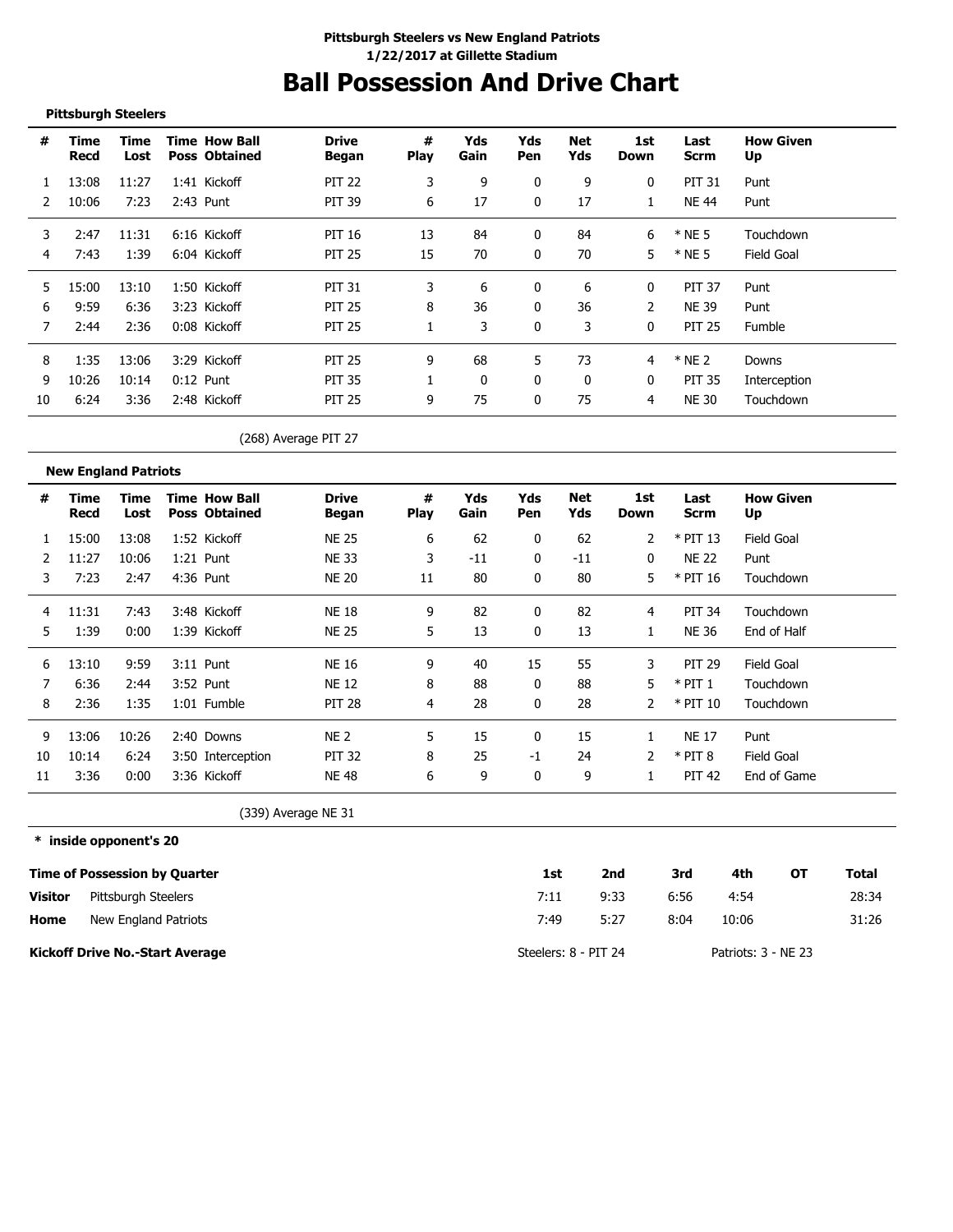**Pittsburgh Steelers vs New England Patriots**
**1/22/2017 at Gillette Stadium**

# Ball Possession And Drive Chart

### Pittsburgh Steelers

| # | Time Recd | Time Lost | Time Poss | How Ball Obtained | Drive Began | # Play | Yds Gain | Yds Pen | Net Yds | 1st Down | Last Scrm | How Given Up |
|---|---|---|---|---|---|---|---|---|---|---|---|---|
| 1 | 13:08 | 11:27 | 1:41 | Kickoff | PIT 22 | 3 | 9 | 0 | 9 | 0 | PIT 31 | Punt |
| 2 | 10:06 | 7:23 | 2:43 | Punt | PIT 39 | 6 | 17 | 0 | 17 | 1 | NE 44 | Punt |
| 3 | 2:47 | 11:31 | 6:16 | Kickoff | PIT 16 | 13 | 84 | 0 | 84 | 6 | * NE 5 | Touchdown |
| 4 | 7:43 | 1:39 | 6:04 | Kickoff | PIT 25 | 15 | 70 | 0 | 70 | 5 | * NE 5 | Field Goal |
| 5 | 15:00 | 13:10 | 1:50 | Kickoff | PIT 31 | 3 | 6 | 0 | 6 | 0 | PIT 37 | Punt |
| 6 | 9:59 | 6:36 | 3:23 | Kickoff | PIT 25 | 8 | 36 | 0 | 36 | 2 | NE 39 | Punt |
| 7 | 2:44 | 2:36 | 0:08 | Kickoff | PIT 25 | 1 | 3 | 0 | 3 | 0 | PIT 25 | Fumble |
| 8 | 1:35 | 13:06 | 3:29 | Kickoff | PIT 25 | 9 | 68 | 5 | 73 | 4 | * NE 2 | Downs |
| 9 | 10:26 | 10:14 | 0:12 | Punt | PIT 35 | 1 | 0 | 0 | 0 | 0 | PIT 35 | Interception |
| 10 | 6:24 | 3:36 | 2:48 | Kickoff | PIT 25 | 9 | 75 | 0 | 75 | 4 | NE 30 | Touchdown |

(268) Average PIT 27

### New England Patriots

| # | Time Recd | Time Lost | Time Poss | How Ball Obtained | Drive Began | # Play | Yds Gain | Yds Pen | Net Yds | 1st Down | Last Scrm | How Given Up |
|---|---|---|---|---|---|---|---|---|---|---|---|---|
| 1 | 15:00 | 13:08 | 1:52 | Kickoff | NE 25 | 6 | 62 | 0 | 62 | 2 | * PIT 13 | Field Goal |
| 2 | 11:27 | 10:06 | 1:21 | Punt | NE 33 | 3 | -11 | 0 | -11 | 0 | NE 22 | Punt |
| 3 | 7:23 | 2:47 | 4:36 | Punt | NE 20 | 11 | 80 | 0 | 80 | 5 | * PIT 16 | Touchdown |
| 4 | 11:31 | 7:43 | 3:48 | Kickoff | NE 18 | 9 | 82 | 0 | 82 | 4 | PIT 34 | Touchdown |
| 5 | 1:39 | 0:00 | 1:39 | Kickoff | NE 25 | 5 | 13 | 0 | 13 | 1 | NE 36 | End of Half |
| 6 | 13:10 | 9:59 | 3:11 | Punt | NE 16 | 9 | 40 | 15 | 55 | 3 | PIT 29 | Field Goal |
| 7 | 6:36 | 2:44 | 3:52 | Punt | NE 12 | 8 | 88 | 0 | 88 | 5 | * PIT 1 | Touchdown |
| 8 | 2:36 | 1:35 | 1:01 | Fumble | PIT 28 | 4 | 28 | 0 | 28 | 2 | * PIT 10 | Touchdown |
| 9 | 13:06 | 10:26 | 2:40 | Downs | NE 2 | 5 | 15 | 0 | 15 | 1 | NE 17 | Punt |
| 10 | 10:14 | 6:24 | 3:50 | Interception | PIT 32 | 8 | 25 | -1 | 24 | 2 | * PIT 8 | Field Goal |
| 11 | 3:36 | 0:00 | 3:36 | Kickoff | NE 48 | 6 | 9 | 0 | 9 | 1 | PIT 42 | End of Game |

(339) Average NE 31

**\* inside opponent's 20**

| Time of Possession by Quarter | | 1st | 2nd | 3rd | 4th | OT | Total |
|---|---|---|---|---|---|---|---|
| **Visitor** | Pittsburgh Steelers | 7:11 | 9:33 | 6:56 | 4:54 | | 28:34 |
| **Home** | New England Patriots | 7:49 | 5:27 | 8:04 | 10:06 | | 31:26 |

**Kickoff Drive No.-Start Average** — Steelers: 8 - PIT 24 — Patriots: 3 - NE 23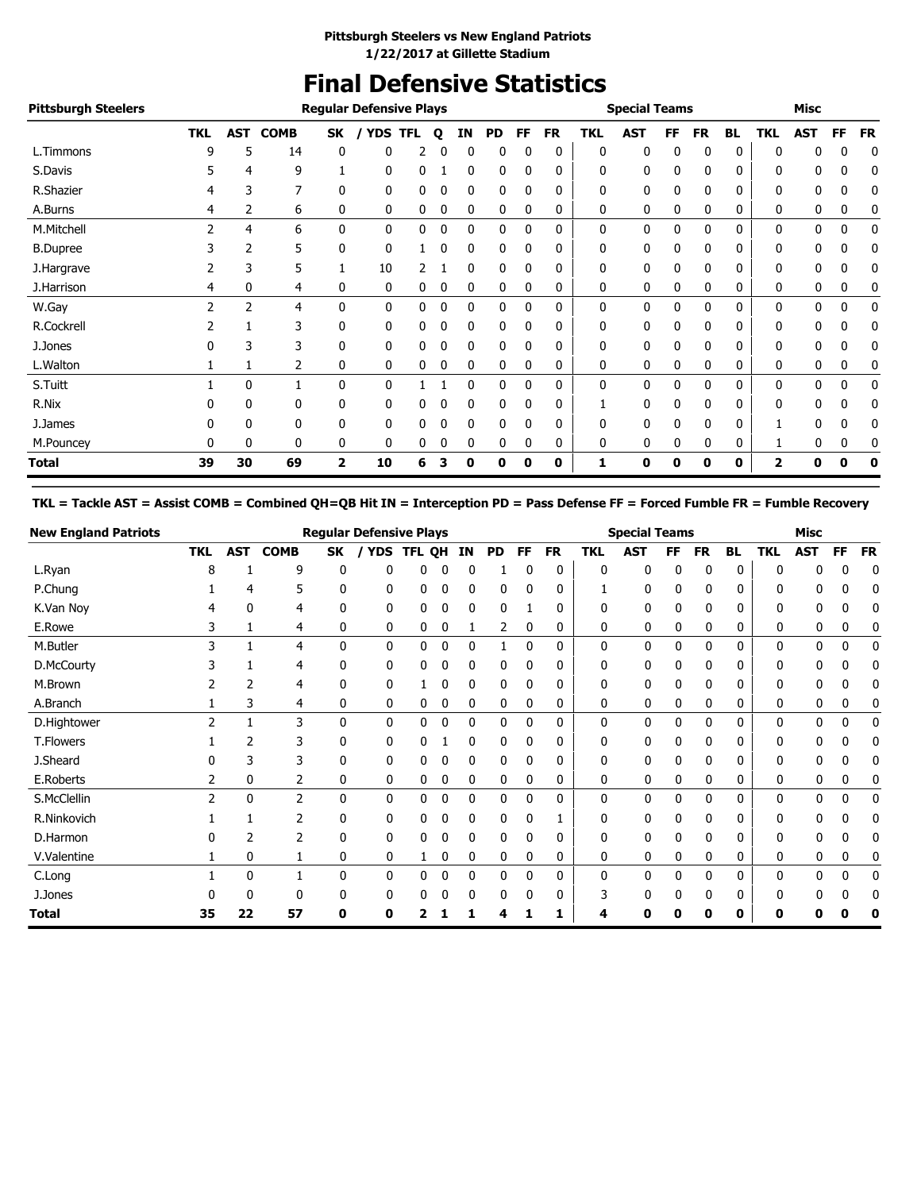**Pittsburgh Steelers vs New England Patriots**
**1/22/2017 at Gillette Stadium**

# Final Defensive Statistics

| Pittsburgh Steelers | Regular Defensive Plays | | | | | | | | | | | Special Teams | | | | | Misc | | | |
|---|---|---|---|---|---|---|---|---|---|---|---|---|---|---|---|---|---|---|---|---|
| | TKL | AST | COMB | SK | / YDS | TFL | Q | IN | PD | FF | FR | TKL | AST | FF | FR | BL | TKL | AST | FF | FR |
| L.Timmons | 9 | 5 | 14 | 0 | 0 | 2 | 0 | 0 | 0 | 0 | 0 | 0 | 0 | 0 | 0 | 0 | 0 | 0 | 0 | 0 |
| S.Davis | 5 | 4 | 9 | 1 | 0 | 0 | 1 | 0 | 0 | 0 | 0 | 0 | 0 | 0 | 0 | 0 | 0 | 0 | 0 | 0 |
| R.Shazier | 4 | 3 | 7 | 0 | 0 | 0 | 0 | 0 | 0 | 0 | 0 | 0 | 0 | 0 | 0 | 0 | 0 | 0 | 0 | 0 |
| A.Burns | 4 | 2 | 6 | 0 | 0 | 0 | 0 | 0 | 0 | 0 | 0 | 0 | 0 | 0 | 0 | 0 | 0 | 0 | 0 | 0 |
| M.Mitchell | 2 | 4 | 6 | 0 | 0 | 0 | 0 | 0 | 0 | 0 | 0 | 0 | 0 | 0 | 0 | 0 | 0 | 0 | 0 | 0 |
| B.Dupree | 3 | 2 | 5 | 0 | 0 | 1 | 0 | 0 | 0 | 0 | 0 | 0 | 0 | 0 | 0 | 0 | 0 | 0 | 0 | 0 |
| J.Hargrave | 2 | 3 | 5 | 1 | 10 | 2 | 1 | 0 | 0 | 0 | 0 | 0 | 0 | 0 | 0 | 0 | 0 | 0 | 0 | 0 |
| J.Harrison | 4 | 0 | 4 | 0 | 0 | 0 | 0 | 0 | 0 | 0 | 0 | 0 | 0 | 0 | 0 | 0 | 0 | 0 | 0 | 0 |
| W.Gay | 2 | 2 | 4 | 0 | 0 | 0 | 0 | 0 | 0 | 0 | 0 | 0 | 0 | 0 | 0 | 0 | 0 | 0 | 0 | 0 |
| R.Cockrell | 2 | 1 | 3 | 0 | 0 | 0 | 0 | 0 | 0 | 0 | 0 | 0 | 0 | 0 | 0 | 0 | 0 | 0 | 0 | 0 |
| J.Jones | 0 | 3 | 3 | 0 | 0 | 0 | 0 | 0 | 0 | 0 | 0 | 0 | 0 | 0 | 0 | 0 | 0 | 0 | 0 | 0 |
| L.Walton | 1 | 1 | 2 | 0 | 0 | 0 | 0 | 0 | 0 | 0 | 0 | 0 | 0 | 0 | 0 | 0 | 0 | 0 | 0 | 0 |
| S.Tuitt | 1 | 0 | 1 | 0 | 0 | 1 | 1 | 0 | 0 | 0 | 0 | 0 | 0 | 0 | 0 | 0 | 0 | 0 | 0 | 0 |
| R.Nix | 0 | 0 | 0 | 0 | 0 | 0 | 0 | 0 | 0 | 0 | 0 | 1 | 0 | 0 | 0 | 0 | 0 | 0 | 0 | 0 |
| J.James | 0 | 0 | 0 | 0 | 0 | 0 | 0 | 0 | 0 | 0 | 0 | 0 | 0 | 0 | 0 | 0 | 1 | 0 | 0 | 0 |
| M.Pouncey | 0 | 0 | 0 | 0 | 0 | 0 | 0 | 0 | 0 | 0 | 0 | 0 | 0 | 0 | 0 | 0 | 1 | 0 | 0 | 0 |
| **Total** | **39** | **30** | **69** | **2** | **10** | **6** | **3** | **0** | **0** | **0** | **0** | **1** | **0** | **0** | **0** | **0** | **2** | **0** | **0** | **0** |

**TKL = Tackle AST = Assist COMB = Combined QH=QB Hit IN = Interception PD = Pass Defense FF = Forced Fumble FR = Fumble Recovery**

| New England Patriots | Regular Defensive Plays | | | | | | | | | | | Special Teams | | | | | Misc | | | |
|---|---|---|---|---|---|---|---|---|---|---|---|---|---|---|---|---|---|---|---|---|
| | TKL | AST | COMB | SK | / YDS | TFL | QH | IN | PD | FF | FR | TKL | AST | FF | FR | BL | TKL | AST | FF | FR |
| L.Ryan | 8 | 1 | 9 | 0 | 0 | 0 | 0 | 0 | 1 | 0 | 0 | 0 | 0 | 0 | 0 | 0 | 0 | 0 | 0 | 0 |
| P.Chung | 1 | 4 | 5 | 0 | 0 | 0 | 0 | 0 | 0 | 0 | 0 | 1 | 0 | 0 | 0 | 0 | 0 | 0 | 0 | 0 |
| K.Van Noy | 4 | 0 | 4 | 0 | 0 | 0 | 0 | 0 | 0 | 1 | 0 | 0 | 0 | 0 | 0 | 0 | 0 | 0 | 0 | 0 |
| E.Rowe | 3 | 1 | 4 | 0 | 0 | 0 | 0 | 1 | 2 | 0 | 0 | 0 | 0 | 0 | 0 | 0 | 0 | 0 | 0 | 0 |
| M.Butler | 3 | 1 | 4 | 0 | 0 | 0 | 0 | 0 | 1 | 0 | 0 | 0 | 0 | 0 | 0 | 0 | 0 | 0 | 0 | 0 |
| D.McCourty | 3 | 1 | 4 | 0 | 0 | 0 | 0 | 0 | 0 | 0 | 0 | 0 | 0 | 0 | 0 | 0 | 0 | 0 | 0 | 0 |
| M.Brown | 2 | 2 | 4 | 0 | 0 | 1 | 0 | 0 | 0 | 0 | 0 | 0 | 0 | 0 | 0 | 0 | 0 | 0 | 0 | 0 |
| A.Branch | 1 | 3 | 4 | 0 | 0 | 0 | 0 | 0 | 0 | 0 | 0 | 0 | 0 | 0 | 0 | 0 | 0 | 0 | 0 | 0 |
| D.Hightower | 2 | 1 | 3 | 0 | 0 | 0 | 0 | 0 | 0 | 0 | 0 | 0 | 0 | 0 | 0 | 0 | 0 | 0 | 0 | 0 |
| T.Flowers | 1 | 2 | 3 | 0 | 0 | 0 | 1 | 0 | 0 | 0 | 0 | 0 | 0 | 0 | 0 | 0 | 0 | 0 | 0 | 0 |
| J.Sheard | 0 | 3 | 3 | 0 | 0 | 0 | 0 | 0 | 0 | 0 | 0 | 0 | 0 | 0 | 0 | 0 | 0 | 0 | 0 | 0 |
| E.Roberts | 2 | 0 | 2 | 0 | 0 | 0 | 0 | 0 | 0 | 0 | 0 | 0 | 0 | 0 | 0 | 0 | 0 | 0 | 0 | 0 |
| S.McClellin | 2 | 0 | 2 | 0 | 0 | 0 | 0 | 0 | 0 | 0 | 0 | 0 | 0 | 0 | 0 | 0 | 0 | 0 | 0 | 0 |
| R.Ninkovich | 1 | 1 | 2 | 0 | 0 | 0 | 0 | 0 | 0 | 0 | 1 | 0 | 0 | 0 | 0 | 0 | 0 | 0 | 0 | 0 |
| D.Harmon | 0 | 2 | 2 | 0 | 0 | 0 | 0 | 0 | 0 | 0 | 0 | 0 | 0 | 0 | 0 | 0 | 0 | 0 | 0 | 0 |
| V.Valentine | 1 | 0 | 1 | 0 | 0 | 1 | 0 | 0 | 0 | 0 | 0 | 0 | 0 | 0 | 0 | 0 | 0 | 0 | 0 | 0 |
| C.Long | 1 | 0 | 1 | 0 | 0 | 0 | 0 | 0 | 0 | 0 | 0 | 0 | 0 | 0 | 0 | 0 | 0 | 0 | 0 | 0 |
| J.Jones | 0 | 0 | 0 | 0 | 0 | 0 | 0 | 0 | 0 | 0 | 0 | 3 | 0 | 0 | 0 | 0 | 0 | 0 | 0 | 0 |
| **Total** | **35** | **22** | **57** | **0** | **0** | **2** | **1** | **1** | **4** | **1** | **1** | **4** | **0** | **0** | **0** | **0** | **0** | **0** | **0** | **0** |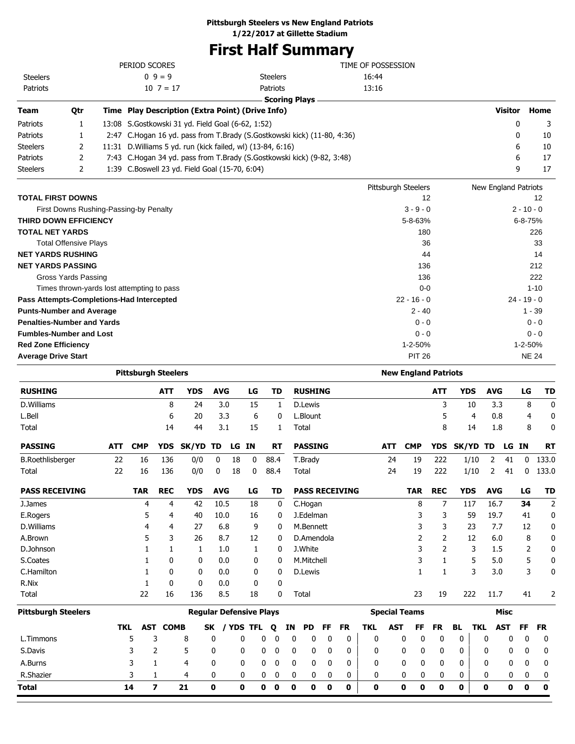**Pittsburgh Steelers vs New England Patriots**
**1/22/2017 at Gillette Stadium**

# First Half Summary

| PERIOD SCORES | | |
|---|---|---|
| Steelers | 0 9 = 9 | |
| Patriots | 10 7 = 17 | |

| TIME OF POSSESSION | |
|---|---|
| Steelers | 16:44 |
| Patriots | 13:16 |

**Scoring Plays**

| Team | Qtr | Time | Play Description (Extra Point) (Drive Info) | Visitor | Home |
|---|---|---|---|---|---|
| Patriots | 1 | 13:08 | S.Gostkowski 31 yd. Field Goal (6-62, 1:52) | 0 | 3 |
| Patriots | 1 | 2:47 | C.Hogan 16 yd. pass from T.Brady (S.Gostkowski kick) (11-80, 4:36) | 0 | 10 |
| Steelers | 2 | 11:31 | D.Williams 5 yd. run (kick failed, wl) (13-84, 6:16) | 6 | 10 |
| Patriots | 2 | 7:43 | C.Hogan 34 yd. pass from T.Brady (S.Gostkowski kick) (9-82, 3:48) | 6 | 17 |
| Steelers | 2 | 1:39 | C.Boswell 23 yd. Field Goal (15-70, 6:04) | 9 | 17 |

| | Pittsburgh Steelers | New England Patriots |
|---|---|---|
| **TOTAL FIRST DOWNS** | 12 | 12 |
| First Downs Rushing-Passing-by Penalty | 3 - 9 - 0 | 2 - 10 - 0 |
| **THIRD DOWN EFFICIENCY** | 5-8-63% | 6-8-75% |
| **TOTAL NET YARDS** | 180 | 226 |
| Total Offensive Plays | 36 | 33 |
| **NET YARDS RUSHING** | 44 | 14 |
| **NET YARDS PASSING** | 136 | 212 |
| Gross Yards Passing | 136 | 222 |
| Times thrown-yards lost attempting to pass | 0-0 | 1-10 |
| **Pass Attempts-Completions-Had Intercepted** | 22 - 16 - 0 | 24 - 19 - 0 |
| **Punts-Number and Average** | 2 - 40 | 1 - 39 |
| **Penalties-Number and Yards** | 0 - 0 | 0 - 0 |
| **Fumbles-Number and Lost** | 0 - 0 | 0 - 0 |
| **Red Zone Efficiency** | 1-2-50% | 1-2-50% |
| **Average Drive Start** | PIT 26 | NE 24 |

**Pittsburgh Steelers**

| RUSHING | ATT | YDS | AVG | LG | TD |
|---|---|---|---|---|---|
| D.Williams | 8 | 24 | 3.0 | 15 | 1 |
| L.Bell | 6 | 20 | 3.3 | 6 | 0 |
| Total | 14 | 44 | 3.1 | 15 | 1 |

| PASSING | ATT | CMP | YDS | SK/YD | TD | LG | IN | RT |
|---|---|---|---|---|---|---|---|---|
| B.Roethlisberger | 22 | 16 | 136 | 0/0 | 0 | 18 | 0 | 88.4 |
| Total | 22 | 16 | 136 | 0/0 | 0 | 18 | 0 | 88.4 |

| PASS RECEIVING | TAR | REC | YDS | AVG | LG | TD |
|---|---|---|---|---|---|---|
| J.James | 4 | 4 | 42 | 10.5 | 18 | 0 |
| E.Rogers | 5 | 4 | 40 | 10.0 | 16 | 0 |
| D.Williams | 4 | 4 | 27 | 6.8 | 9 | 0 |
| A.Brown | 5 | 3 | 26 | 8.7 | 12 | 0 |
| D.Johnson | 1 | 1 | 1 | 1.0 | 1 | 0 |
| S.Coates | 1 | 0 | 0 | 0.0 | 0 | 0 |
| C.Hamilton | 1 | 0 | 0 | 0.0 | 0 | 0 |
| R.Nix | 1 | 0 | 0 | 0.0 | 0 | 0 |
| Total | 22 | 16 | 136 | 8.5 | 18 | 0 |

**New England Patriots**

| RUSHING | ATT | YDS | AVG | LG | TD |
|---|---|---|---|---|---|
| D.Lewis | 3 | 10 | 3.3 | 8 | 0 |
| L.Blount | 5 | 4 | 0.8 | 4 | 0 |
| Total | 8 | 14 | 1.8 | 8 | 0 |

| PASSING | ATT | CMP | YDS | SK/YD | TD | LG | IN | RT |
|---|---|---|---|---|---|---|---|---|
| T.Brady | 24 | 19 | 222 | 1/10 | 2 | 41 | 0 | 133.0 |
| Total | 24 | 19 | 222 | 1/10 | 2 | 41 | 0 | 133.0 |

| PASS RECEIVING | TAR | REC | YDS | AVG | LG | TD |
|---|---|---|---|---|---|---|
| C.Hogan | 8 | 7 | 117 | 16.7 | **34** | 2 |
| J.Edelman | 3 | 3 | 59 | 19.7 | 41 | 0 |
| M.Bennett | 3 | 3 | 23 | 7.7 | 12 | 0 |
| D.Amendola | 2 | 2 | 12 | 6.0 | 8 | 0 |
| J.White | 3 | 2 | 3 | 1.5 | 2 | 0 |
| M.Mitchell | 3 | 1 | 5 | 5.0 | 5 | 0 |
| D.Lewis | 1 | 1 | 3 | 3.0 | 3 | 0 |
| Total | 23 | 19 | 222 | 11.7 | 41 | 2 |

**Pittsburgh Steelers**

| | Regular Defensive Plays | | | | | | | | | | | | Special Teams | | | | | Misc | | | |
|---|---|---|---|---|---|---|---|---|---|---|---|---|---|---|---|---|---|---|---|---|---|
| | TKL | AST | COMB | SK | / YDS | TFL | Q | IN | PD | FF | FR | TKL | AST | FF | FR | BL | TKL | AST | FF | FR |
| L.Timmons | 5 | 3 | 8 | 0 | 0 | 0 | 0 | 0 | 0 | 0 | 0 | 0 | 0 | 0 | 0 | 0 | 0 | 0 | 0 | 0 |
| S.Davis | 3 | 2 | 5 | 0 | 0 | 0 | 0 | 0 | 0 | 0 | 0 | 0 | 0 | 0 | 0 | 0 | 0 | 0 | 0 | 0 |
| A.Burns | 3 | 1 | 4 | 0 | 0 | 0 | 0 | 0 | 0 | 0 | 0 | 0 | 0 | 0 | 0 | 0 | 0 | 0 | 0 | 0 |
| R.Shazier | 3 | 1 | 4 | 0 | 0 | 0 | 0 | 0 | 0 | 0 | 0 | 0 | 0 | 0 | 0 | 0 | 0 | 0 | 0 | 0 |
| **Total** | **14** | **7** | **21** | **0** | **0** | **0** | **0** | **0** | **0** | **0** | **0** | **0** | **0** | **0** | **0** | **0** | **0** | **0** | **0** | **0** |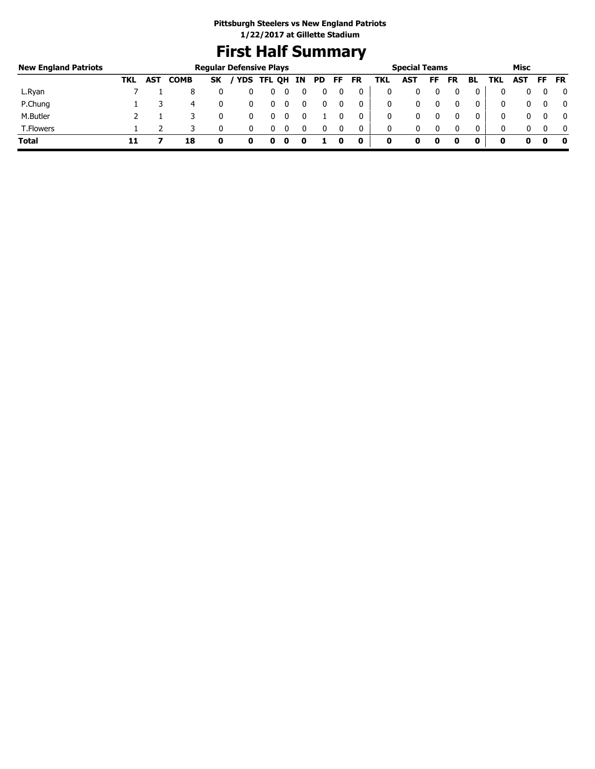**Pittsburgh Steelers vs New England Patriots**
**1/22/2017 at Gillette Stadium**

# First Half Summary

| New England Patriots | Regular Defensive Plays | | | | | | | | | | | Special Teams | | | | | Misc | | | |
|---|---|---|---|---|---|---|---|---|---|---|---|---|---|---|---|---|---|---|---|---|
| | TKL | AST | COMB | SK | / YDS | TFL | QH | IN | PD | FF | FR | TKL | AST | FF | FR | BL | TKL | AST | FF | FR |
| L.Ryan | 7 | 1 | 8 | 0 | 0 | 0 | 0 | 0 | 0 | 0 | 0 | 0 | 0 | 0 | 0 | 0 | 0 | 0 | 0 | 0 |
| P.Chung | 1 | 3 | 4 | 0 | 0 | 0 | 0 | 0 | 0 | 0 | 0 | 0 | 0 | 0 | 0 | 0 | 0 | 0 | 0 | 0 |
| M.Butler | 2 | 1 | 3 | 0 | 0 | 0 | 0 | 0 | 1 | 0 | 0 | 0 | 0 | 0 | 0 | 0 | 0 | 0 | 0 | 0 |
| T.Flowers | 1 | 2 | 3 | 0 | 0 | 0 | 0 | 0 | 0 | 0 | 0 | 0 | 0 | 0 | 0 | 0 | 0 | 0 | 0 | 0 |
| **Total** | **11** | **7** | **18** | **0** | **0** | **0** | **0** | **0** | **1** | **0** | **0** | **0** | **0** | **0** | **0** | **0** | **0** | **0** | **0** | **0** |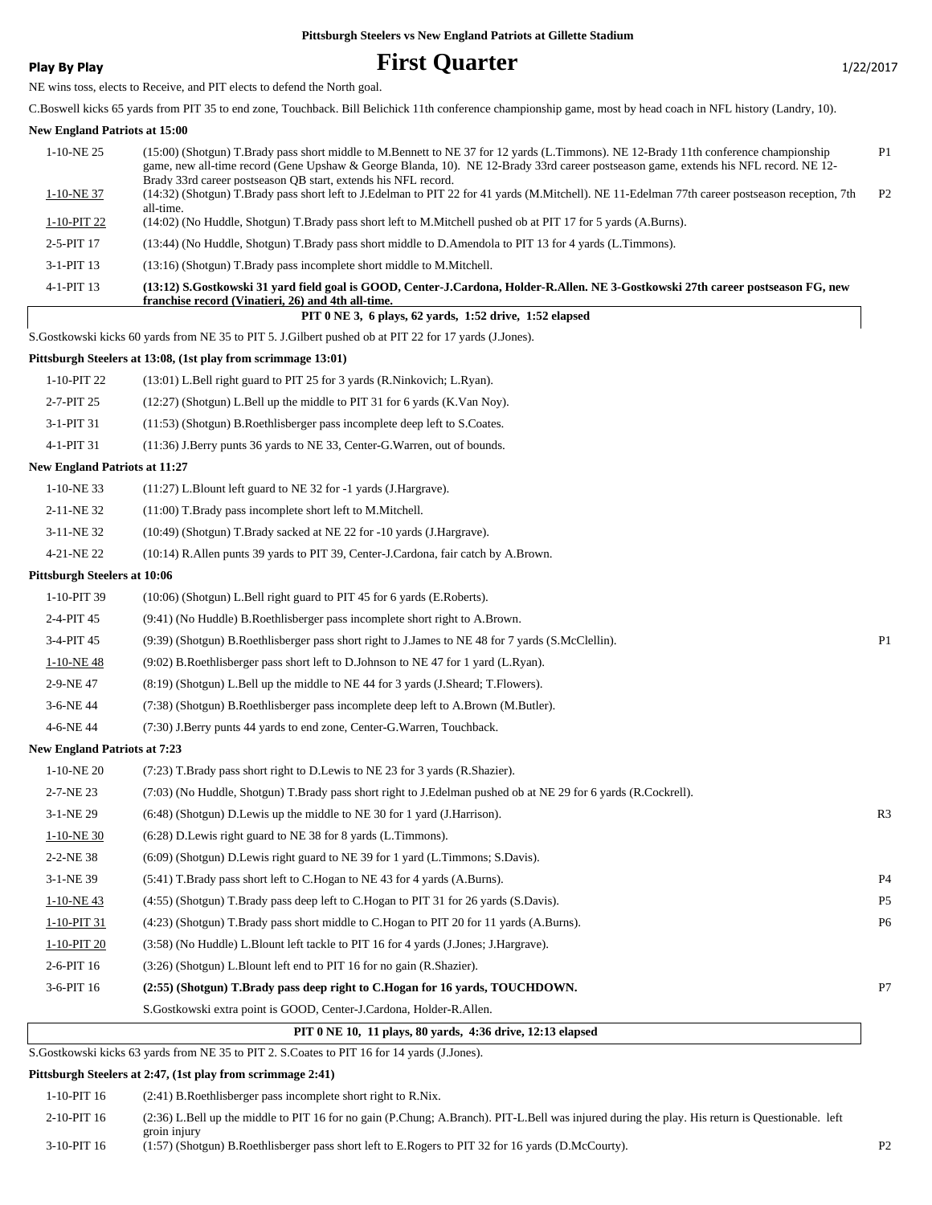**Pittsburgh Steelers vs New England Patriots at Gillette Stadium**

**Play By Play**

# First Quarter

1/22/2017

NE wins toss, elects to Receive, and PIT elects to defend the North goal.

C.Boswell kicks 65 yards from PIT 35 to end zone, Touchback. Bill Belichick 11th conference championship game, most by head coach in NFL history (Landry, 10).

**New England Patriots at 15:00**

| Down | Play | |
|---|---|---|
| 1-10-NE 25 | (15:00) (Shotgun) T.Brady pass short middle to M.Bennett to NE 37 for 12 yards (L.Timmons). NE 12-Brady 11th conference championship game, new all-time record (Gene Upshaw & George Blanda, 10). NE 12-Brady 33rd career postseason game, extends his NFL record. NE 12-Brady 33rd career postseason QB start, extends his NFL record. | P1 |
| 1-10-NE 37 | (14:32) (Shotgun) T.Brady pass short left to J.Edelman to PIT 22 for 41 yards (M.Mitchell). NE 11-Edelman 77th career postseason reception, 7th all-time. | P2 |
| 1-10-PIT 22 | (14:02) (No Huddle, Shotgun) T.Brady pass short left to M.Mitchell pushed ob at PIT 17 for 5 yards (A.Burns). | |
| 2-5-PIT 17 | (13:44) (No Huddle, Shotgun) T.Brady pass short middle to D.Amendola to PIT 13 for 4 yards (L.Timmons). | |
| 3-1-PIT 13 | (13:16) (Shotgun) T.Brady pass incomplete short middle to M.Mitchell. | |
| 4-1-PIT 13 | **(13:12) S.Gostkowski 31 yard field goal is GOOD, Center-J.Cardona, Holder-R.Allen. NE 3-Gostkowski 27th career postseason FG, new franchise record (Vinatieri, 26) and 4th all-time.** | |

**PIT 0 NE 3, 6 plays, 62 yards, 1:52 drive, 1:52 elapsed**

S.Gostkowski kicks 60 yards from NE 35 to PIT 5. J.Gilbert pushed ob at PIT 22 for 17 yards (J.Jones).

**Pittsburgh Steelers at 13:08, (1st play from scrimmage 13:01)**

| Down | Play | |
|---|---|---|
| 1-10-PIT 22 | (13:01) L.Bell right guard to PIT 25 for 3 yards (R.Ninkovich; L.Ryan). | |
| 2-7-PIT 25 | (12:27) (Shotgun) L.Bell up the middle to PIT 31 for 6 yards (K.Van Noy). | |
| 3-1-PIT 31 | (11:53) (Shotgun) B.Roethlisberger pass incomplete deep left to S.Coates. | |
| 4-1-PIT 31 | (11:36) J.Berry punts 36 yards to NE 33, Center-G.Warren, out of bounds. | |

**New England Patriots at 11:27**

| Down | Play | |
|---|---|---|
| 1-10-NE 33 | (11:27) L.Blount left guard to NE 32 for -1 yards (J.Hargrave). | |
| 2-11-NE 32 | (11:00) T.Brady pass incomplete short left to M.Mitchell. | |
| 3-11-NE 32 | (10:49) (Shotgun) T.Brady sacked at NE 22 for -10 yards (J.Hargrave). | |
| 4-21-NE 22 | (10:14) R.Allen punts 39 yards to PIT 39, Center-J.Cardona, fair catch by A.Brown. | |

**Pittsburgh Steelers at 10:06**

| Down | Play | |
|---|---|---|
| 1-10-PIT 39 | (10:06) (Shotgun) L.Bell right guard to PIT 45 for 6 yards (E.Roberts). | |
| 2-4-PIT 45 | (9:41) (No Huddle) B.Roethlisberger pass incomplete short right to A.Brown. | |
| 3-4-PIT 45 | (9:39) (Shotgun) B.Roethlisberger pass short right to J.James to NE 48 for 7 yards (S.McClellin). | P1 |
| 1-10-NE 48 | (9:02) B.Roethlisberger pass short left to D.Johnson to NE 47 for 1 yard (L.Ryan). | |
| 2-9-NE 47 | (8:19) (Shotgun) L.Bell up the middle to NE 44 for 3 yards (J.Sheard; T.Flowers). | |
| 3-6-NE 44 | (7:38) (Shotgun) B.Roethlisberger pass incomplete deep left to A.Brown (M.Butler). | |
| 4-6-NE 44 | (7:30) J.Berry punts 44 yards to end zone, Center-G.Warren, Touchback. | |

**New England Patriots at 7:23**

| Down | Play | |
|---|---|---|
| 1-10-NE 20 | (7:23) T.Brady pass short right to D.Lewis to NE 23 for 3 yards (R.Shazier). | |
| 2-7-NE 23 | (7:03) (No Huddle, Shotgun) T.Brady pass short right to J.Edelman pushed ob at NE 29 for 6 yards (R.Cockrell). | |
| 3-1-NE 29 | (6:48) (Shotgun) D.Lewis up the middle to NE 30 for 1 yard (J.Harrison). | R3 |
| 1-10-NE 30 | (6:28) D.Lewis right guard to NE 38 for 8 yards (L.Timmons). | |
| 2-2-NE 38 | (6:09) (Shotgun) D.Lewis right guard to NE 39 for 1 yard (L.Timmons; S.Davis). | |
| 3-1-NE 39 | (5:41) T.Brady pass short left to C.Hogan to NE 43 for 4 yards (A.Burns). | P4 |
| 1-10-NE 43 | (4:55) (Shotgun) T.Brady pass deep left to C.Hogan to PIT 31 for 26 yards (S.Davis). | P5 |
| 1-10-PIT 31 | (4:23) (Shotgun) T.Brady pass short middle to C.Hogan to PIT 20 for 11 yards (A.Burns). | P6 |
| 1-10-PIT 20 | (3:58) (No Huddle) L.Blount left tackle to PIT 16 for 4 yards (J.Jones; J.Hargrave). | |
| 2-6-PIT 16 | (3:26) (Shotgun) L.Blount left end to PIT 16 for no gain (R.Shazier). | |
| 3-6-PIT 16 | **(2:55) (Shotgun) T.Brady pass deep right to C.Hogan for 16 yards, TOUCHDOWN.** | P7 |
| | S.Gostkowski extra point is GOOD, Center-J.Cardona, Holder-R.Allen. | |

**PIT 0 NE 10, 11 plays, 80 yards, 4:36 drive, 12:13 elapsed**

S.Gostkowski kicks 63 yards from NE 35 to PIT 2. S.Coates to PIT 16 for 14 yards (J.Jones).

**Pittsburgh Steelers at 2:47, (1st play from scrimmage 2:41)**

| Down | Play | |
|---|---|---|
| 1-10-PIT 16 | (2:41) B.Roethlisberger pass incomplete short right to R.Nix. | |
| 2-10-PIT 16 | (2:36) L.Bell up the middle to PIT 16 for no gain (P.Chung; A.Branch). PIT-L.Bell was injured during the play. His return is Questionable. left groin injury | |
| 3-10-PIT 16 | (1:57) (Shotgun) B.Roethlisberger pass short left to E.Rogers to PIT 32 for 16 yards (D.McCourty). | P2 |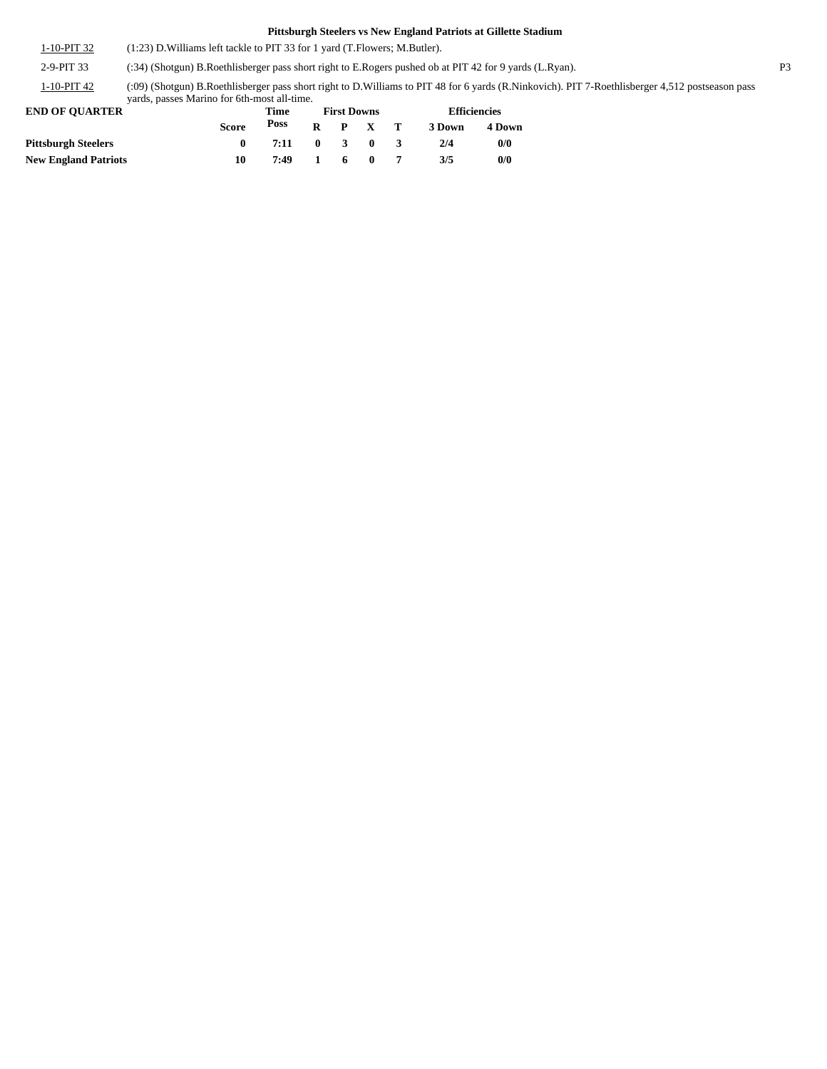**Pittsburgh Steelers vs New England Patriots at Gillette Stadium**

| | | |
|---|---|---|
| 1-10-PIT 32 | (1:23) D.Williams left tackle to PIT 33 for 1 yard (T.Flowers; M.Butler). | |
| 2-9-PIT 33 | (:34) (Shotgun) B.Roethlisberger pass short right to E.Rogers pushed ob at PIT 42 for 9 yards (L.Ryan). | P3 |
| 1-10-PIT 42 | (:09) (Shotgun) B.Roethlisberger pass short right to D.Williams to PIT 48 for 6 yards (R.Ninkovich). PIT 7-Roethlisberger 4,512 postseason pass yards, passes Marino for 6th-most all-time. | |

**END OF QUARTER**

| | Score | Time Poss | First Downs R | P | X | T | Efficiencies 3 Down | 4 Down |
|---|---|---|---|---|---|---|---|---|
| **Pittsburgh Steelers** | 0 | 7:11 | 0 | 3 | 0 | 3 | 2/4 | 0/0 |
| **New England Patriots** | 10 | 7:49 | 1 | 6 | 0 | 7 | 3/5 | 0/0 |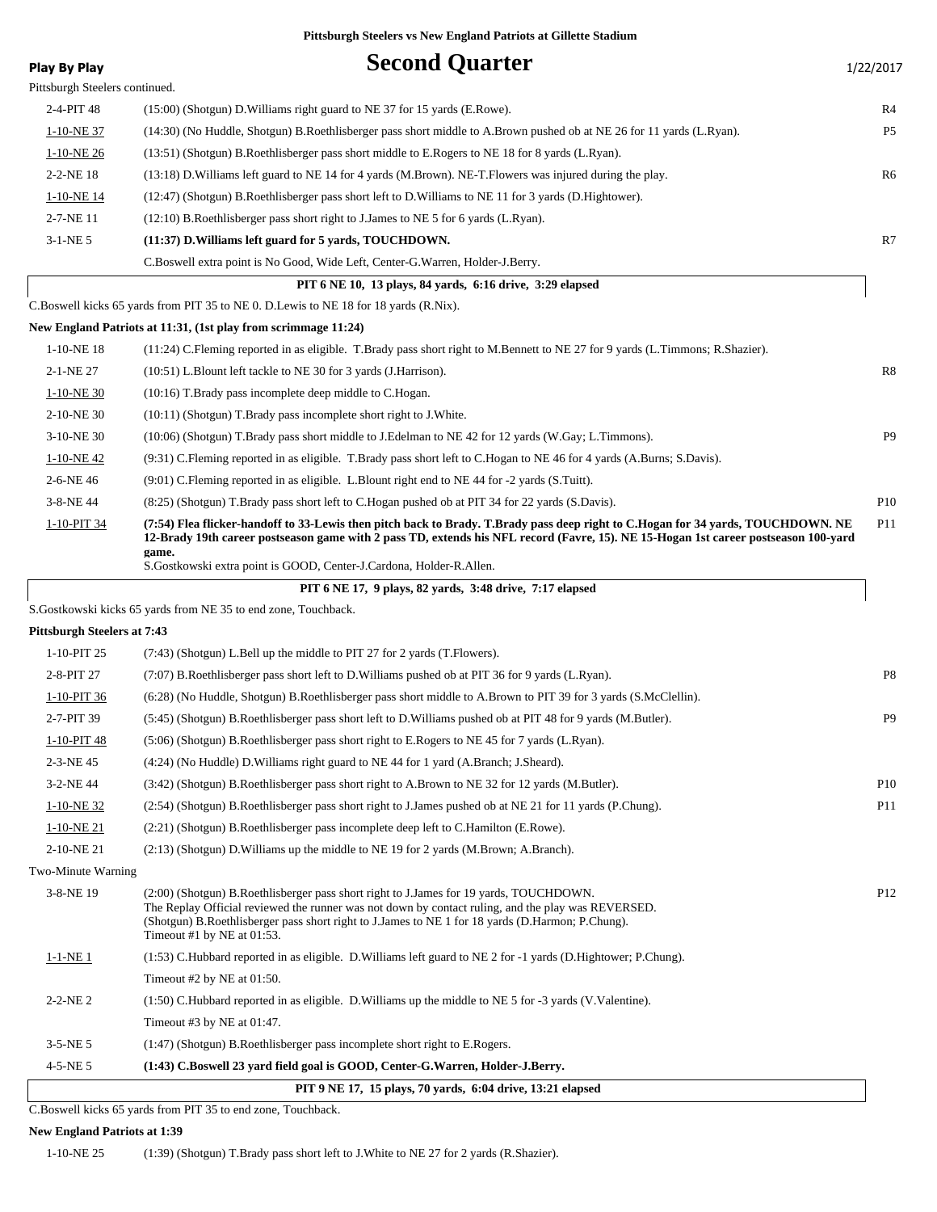**Pittsburgh Steelers vs New England Patriots at Gillette Stadium**

**Play By Play**

# Second Quarter

1/22/2017

Pittsburgh Steelers continued.

| Down | Play | |
|---|---|---|
| 2-4-PIT 48 | (15:00) (Shotgun) D.Williams right guard to NE 37 for 15 yards (E.Rowe). | R4 |
| 1-10-NE 37 | (14:30) (No Huddle, Shotgun) B.Roethlisberger pass short middle to A.Brown pushed ob at NE 26 for 11 yards (L.Ryan). | P5 |
| 1-10-NE 26 | (13:51) (Shotgun) B.Roethlisberger pass short middle to E.Rogers to NE 18 for 8 yards (L.Ryan). | |
| 2-2-NE 18 | (13:18) D.Williams left guard to NE 14 for 4 yards (M.Brown). NE-T.Flowers was injured during the play. | R6 |
| 1-10-NE 14 | (12:47) (Shotgun) B.Roethlisberger pass short left to D.Williams to NE 11 for 3 yards (D.Hightower). | |
| 2-7-NE 11 | (12:10) B.Roethlisberger pass short right to J.James to NE 5 for 6 yards (L.Ryan). | |
| 3-1-NE 5 | **(11:37) D.Williams left guard for 5 yards, TOUCHDOWN.** | R7 |
| | C.Boswell extra point is No Good, Wide Left, Center-G.Warren, Holder-J.Berry. | |

**PIT 6 NE 10, 13 plays, 84 yards, 6:16 drive, 3:29 elapsed**

C.Boswell kicks 65 yards from PIT 35 to NE 0. D.Lewis to NE 18 for 18 yards (R.Nix).

**New England Patriots at 11:31, (1st play from scrimmage 11:24)**

| Down | Play | |
|---|---|---|
| 1-10-NE 18 | (11:24) C.Fleming reported in as eligible. T.Brady pass short right to M.Bennett to NE 27 for 9 yards (L.Timmons; R.Shazier). | |
| 2-1-NE 27 | (10:51) L.Blount left tackle to NE 30 for 3 yards (J.Harrison). | R8 |
| 1-10-NE 30 | (10:16) T.Brady pass incomplete deep middle to C.Hogan. | |
| 2-10-NE 30 | (10:11) (Shotgun) T.Brady pass incomplete short right to J.White. | |
| 3-10-NE 30 | (10:06) (Shotgun) T.Brady pass short middle to J.Edelman to NE 42 for 12 yards (W.Gay; L.Timmons). | P9 |
| 1-10-NE 42 | (9:31) C.Fleming reported in as eligible. T.Brady pass short left to C.Hogan to NE 46 for 4 yards (A.Burns; S.Davis). | |
| 2-6-NE 46 | (9:01) C.Fleming reported in as eligible. L.Blount right end to NE 44 for -2 yards (S.Tuitt). | |
| 3-8-NE 44 | (8:25) (Shotgun) T.Brady pass short left to C.Hogan pushed ob at PIT 34 for 22 yards (S.Davis). | P10 |
| 1-10-PIT 34 | **(7:54) Flea flicker-handoff to 33-Lewis then pitch back to Brady. T.Brady pass deep right to C.Hogan for 34 yards, TOUCHDOWN. NE 12-Brady 19th career postseason game with 2 pass TD, extends his NFL record (Favre, 15). NE 15-Hogan 1st career postseason 100-yard game.** S.Gostkowski extra point is GOOD, Center-J.Cardona, Holder-R.Allen. | P11 |

**PIT 6 NE 17, 9 plays, 82 yards, 3:48 drive, 7:17 elapsed**

S.Gostkowski kicks 65 yards from NE 35 to end zone, Touchback.

**Pittsburgh Steelers at 7:43**

| Down | Play | |
|---|---|---|
| 1-10-PIT 25 | (7:43) (Shotgun) L.Bell up the middle to PIT 27 for 2 yards (T.Flowers). | |
| 2-8-PIT 27 | (7:07) B.Roethlisberger pass short left to D.Williams pushed ob at PIT 36 for 9 yards (L.Ryan). | P8 |
| 1-10-PIT 36 | (6:28) (No Huddle, Shotgun) B.Roethlisberger pass short middle to A.Brown to PIT 39 for 3 yards (S.McClellin). | |
| 2-7-PIT 39 | (5:45) (Shotgun) B.Roethlisberger pass short left to D.Williams pushed ob at PIT 48 for 9 yards (M.Butler). | P9 |
| 1-10-PIT 48 | (5:06) (Shotgun) B.Roethlisberger pass short right to E.Rogers to NE 45 for 7 yards (L.Ryan). | |
| 2-3-NE 45 | (4:24) (No Huddle) D.Williams right guard to NE 44 for 1 yard (A.Branch; J.Sheard). | |
| 3-2-NE 44 | (3:42) (Shotgun) B.Roethlisberger pass short right to A.Brown to NE 32 for 12 yards (M.Butler). | P10 |
| 1-10-NE 32 | (2:54) (Shotgun) B.Roethlisberger pass short right to J.James pushed ob at NE 21 for 11 yards (P.Chung). | P11 |
| 1-10-NE 21 | (2:21) (Shotgun) B.Roethlisberger pass incomplete deep left to C.Hamilton (E.Rowe). | |
| 2-10-NE 21 | (2:13) (Shotgun) D.Williams up the middle to NE 19 for 2 yards (M.Brown; A.Branch). | |
| Two-Minute Warning | | |
| 3-8-NE 19 | (2:00) (Shotgun) B.Roethlisberger pass short right to J.James for 19 yards, TOUCHDOWN. The Replay Official reviewed the runner was not down by contact ruling, and the play was REVERSED. (Shotgun) B.Roethlisberger pass short right to J.James to NE 1 for 18 yards (D.Harmon; P.Chung). Timeout #1 by NE at 01:53. | P12 |
| 1-1-NE 1 | (1:53) C.Hubbard reported in as eligible. D.Williams left guard to NE 2 for -1 yards (D.Hightower; P.Chung). | |
| | Timeout #2 by NE at 01:50. | |
| 2-2-NE 2 | (1:50) C.Hubbard reported in as eligible. D.Williams up the middle to NE 5 for -3 yards (V.Valentine). | |
| | Timeout #3 by NE at 01:47. | |
| 3-5-NE 5 | (1:47) (Shotgun) B.Roethlisberger pass incomplete short right to E.Rogers. | |
| 4-5-NE 5 | **(1:43) C.Boswell 23 yard field goal is GOOD, Center-G.Warren, Holder-J.Berry.** | |

**PIT 9 NE 17, 15 plays, 70 yards, 6:04 drive, 13:21 elapsed**

C.Boswell kicks 65 yards from PIT 35 to end zone, Touchback.

**New England Patriots at 1:39**

| Down | Play | |
|---|---|---|
| 1-10-NE 25 | (1:39) (Shotgun) T.Brady pass short left to J.White to NE 27 for 2 yards (R.Shazier). | |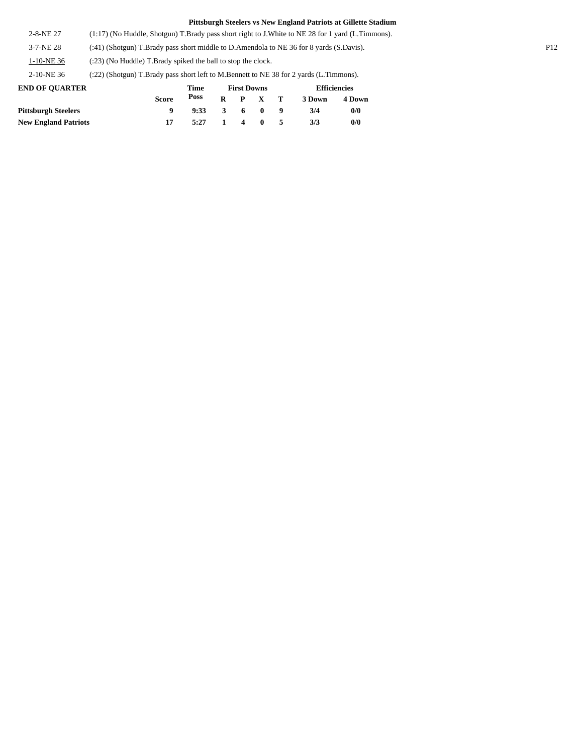**Pittsburgh Steelers vs New England Patriots at Gillette Stadium**

| | |
|---|---|
| 2-8-NE 27 | (1:17) (No Huddle, Shotgun) T.Brady pass short right to J.White to NE 28 for 1 yard (L.Timmons). |
| 3-7-NE 28 | (:41) (Shotgun) T.Brady pass short middle to D.Amendola to NE 36 for 8 yards (S.Davis). |
| 1-10-NE 36 | (:23) (No Huddle) T.Brady spiked the ball to stop the clock. |
| 2-10-NE 36 | (:22) (Shotgun) T.Brady pass short left to M.Bennett to NE 38 for 2 yards (L.Timmons). |

| **END OF QUARTER** | | **Time** | **First Downs** | | | | **Efficiencies** | |
|---|---|---|---|---|---|---|---|---|
| | **Score** | **Poss** | **R** | **P** | **X** | **T** | **3 Down** | **4 Down** |
| **Pittsburgh Steelers** | **9** | **9:33** | **3** | **6** | **0** | **9** | **3/4** | **0/0** |
| **New England Patriots** | **17** | **5:27** | **1** | **4** | **0** | **5** | **3/3** | **0/0** |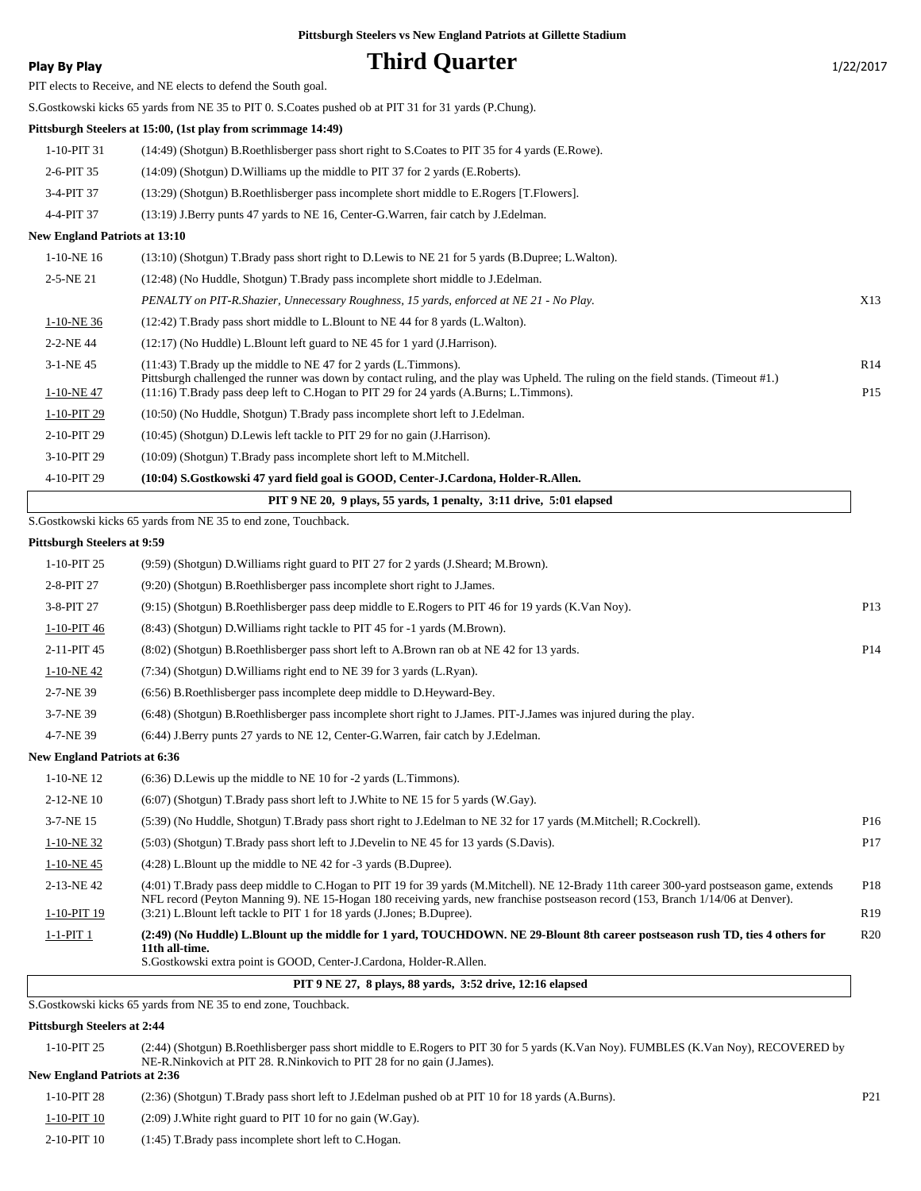Pittsburgh Steelers vs New England Patriots at Gillette Stadium

**Play By Play** — **Third Quarter** — 1/22/2017

PIT elects to Receive, and NE elects to defend the South goal.

S.Gostkowski kicks 65 yards from NE 35 to PIT 0. S.Coates pushed ob at PIT 31 for 31 yards (P.Chung).

**Pittsburgh Steelers at 15:00, (1st play from scrimmage 14:49)**

| | | |
|---|---|---|
| 1-10-PIT 31 | (14:49) (Shotgun) B.Roethlisberger pass short right to S.Coates to PIT 35 for 4 yards (E.Rowe). | |
| 2-6-PIT 35 | (14:09) (Shotgun) D.Williams up the middle to PIT 37 for 2 yards (E.Roberts). | |
| 3-4-PIT 37 | (13:29) (Shotgun) B.Roethlisberger pass incomplete short middle to E.Rogers [T.Flowers]. | |
| 4-4-PIT 37 | (13:19) J.Berry punts 47 yards to NE 16, Center-G.Warren, fair catch by J.Edelman. | |

**New England Patriots at 13:10**

| | | |
|---|---|---|
| 1-10-NE 16 | (13:10) (Shotgun) T.Brady pass short right to D.Lewis to NE 21 for 5 yards (B.Dupree; L.Walton). | |
| 2-5-NE 21 | (12:48) (No Huddle, Shotgun) T.Brady pass incomplete short middle to J.Edelman. | |
| | *PENALTY on PIT-R.Shazier, Unnecessary Roughness, 15 yards, enforced at NE 21 - No Play.* | X13 |
| 1-10-NE 36 | (12:42) T.Brady pass short middle to L.Blount to NE 44 for 8 yards (L.Walton). | |
| 2-2-NE 44 | (12:17) (No Huddle) L.Blount left guard to NE 45 for 1 yard (J.Harrison). | |
| 3-1-NE 45 | (11:43) T.Brady up the middle to NE 47 for 2 yards (L.Timmons). Pittsburgh challenged the runner was down by contact ruling, and the play was Upheld. The ruling on the field stands. (Timeout #1.) | R14 |
| 1-10-NE 47 | (11:16) T.Brady pass deep left to C.Hogan to PIT 29 for 24 yards (A.Burns; L.Timmons). | P15 |
| 1-10-PIT 29 | (10:50) (No Huddle, Shotgun) T.Brady pass incomplete short left to J.Edelman. | |
| 2-10-PIT 29 | (10:45) (Shotgun) D.Lewis left tackle to PIT 29 for no gain (J.Harrison). | |
| 3-10-PIT 29 | (10:09) (Shotgun) T.Brady pass incomplete short left to M.Mitchell. | |
| 4-10-PIT 29 | **(10:04) S.Gostkowski 47 yard field goal is GOOD, Center-J.Cardona, Holder-R.Allen.** | |

**PIT 9 NE 20, 9 plays, 55 yards, 1 penalty, 3:11 drive, 5:01 elapsed**

S.Gostkowski kicks 65 yards from NE 35 to end zone, Touchback.

**Pittsburgh Steelers at 9:59**

| | | |
|---|---|---|
| 1-10-PIT 25 | (9:59) (Shotgun) D.Williams right guard to PIT 27 for 2 yards (J.Sheard; M.Brown). | |
| 2-8-PIT 27 | (9:20) (Shotgun) B.Roethlisberger pass incomplete short right to J.James. | |
| 3-8-PIT 27 | (9:15) (Shotgun) B.Roethlisberger pass deep middle to E.Rogers to PIT 46 for 19 yards (K.Van Noy). | P13 |
| 1-10-PIT 46 | (8:43) (Shotgun) D.Williams right tackle to PIT 45 for -1 yards (M.Brown). | |
| 2-11-PIT 45 | (8:02) (Shotgun) B.Roethlisberger pass short left to A.Brown ran ob at NE 42 for 13 yards. | P14 |
| 1-10-NE 42 | (7:34) (Shotgun) D.Williams right end to NE 39 for 3 yards (L.Ryan). | |
| 2-7-NE 39 | (6:56) B.Roethlisberger pass incomplete deep middle to D.Heyward-Bey. | |
| 3-7-NE 39 | (6:48) (Shotgun) B.Roethlisberger pass incomplete short right to J.James. PIT-J.James was injured during the play. | |
| 4-7-NE 39 | (6:44) J.Berry punts 27 yards to NE 12, Center-G.Warren, fair catch by J.Edelman. | |

**New England Patriots at 6:36**

| | | |
|---|---|---|
| 1-10-NE 12 | (6:36) D.Lewis up the middle to NE 10 for -2 yards (L.Timmons). | |
| 2-12-NE 10 | (6:07) (Shotgun) T.Brady pass short left to J.White to NE 15 for 5 yards (W.Gay). | |
| 3-7-NE 15 | (5:39) (No Huddle, Shotgun) T.Brady pass short right to J.Edelman to NE 32 for 17 yards (M.Mitchell; R.Cockrell). | P16 |
| 1-10-NE 32 | (5:03) (Shotgun) T.Brady pass short left to J.Develin to NE 45 for 13 yards (S.Davis). | P17 |
| 1-10-NE 45 | (4:28) L.Blount up the middle to NE 42 for -3 yards (B.Dupree). | |
| 2-13-NE 42 | (4:01) T.Brady pass deep middle to C.Hogan to PIT 19 for 39 yards (M.Mitchell). NE 12-Brady 11th career 300-yard postseason game, extends NFL record (Peyton Manning 9). NE 15-Hogan 180 receiving yards, new franchise postseason record (153, Branch 1/14/06 at Denver). | P18 |
| 1-10-PIT 19 | (3:21) L.Blount left tackle to PIT 1 for 18 yards (J.Jones; B.Dupree). | R19 |
| 1-1-PIT 1 | **(2:49) (No Huddle) L.Blount up the middle for 1 yard, TOUCHDOWN. NE 29-Blount 8th career postseason rush TD, ties 4 others for 11th all-time.** S.Gostkowski extra point is GOOD, Center-J.Cardona, Holder-R.Allen. | R20 |

**PIT 9 NE 27, 8 plays, 88 yards, 3:52 drive, 12:16 elapsed**

S.Gostkowski kicks 65 yards from NE 35 to end zone, Touchback.

**Pittsburgh Steelers at 2:44**

| | | |
|---|---|---|
| 1-10-PIT 25 | (2:44) (Shotgun) B.Roethlisberger pass short middle to E.Rogers to PIT 30 for 5 yards (K.Van Noy). FUMBLES (K.Van Noy), RECOVERED by NE-R.Ninkovich at PIT 28. R.Ninkovich to PIT 28 for no gain (J.James). | |

**New England Patriots at 2:36**

| | | |
|---|---|---|
| 1-10-PIT 28 | (2:36) (Shotgun) T.Brady pass short left to J.Edelman pushed ob at PIT 10 for 18 yards (A.Burns). | P21 |
| 1-10-PIT 10 | (2:09) J.White right guard to PIT 10 for no gain (W.Gay). | |
| 2-10-PIT 10 | (1:45) T.Brady pass incomplete short left to C.Hogan. | |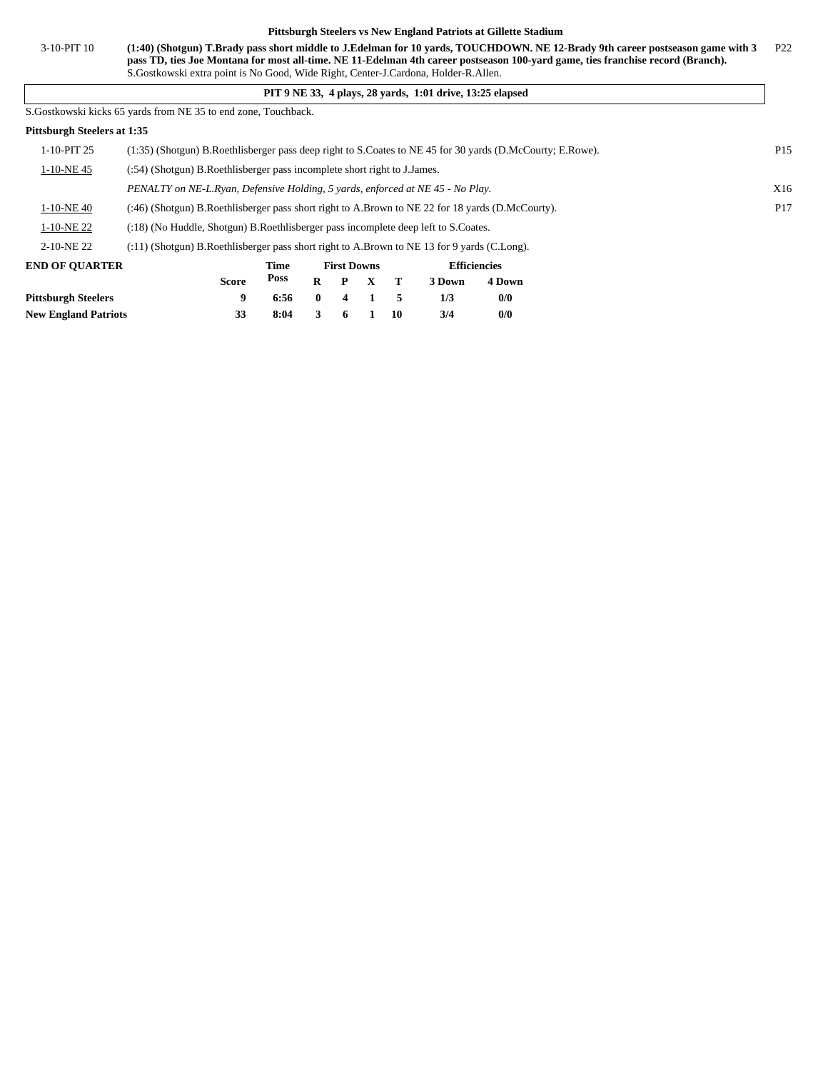### Pittsburgh Steelers vs New England Patriots at Gillette Stadium

| Down | Play | |
|---|---|---|
| 3-10-PIT 10 | **(1:40) (Shotgun) T.Brady pass short middle to J.Edelman for 10 yards, TOUCHDOWN. NE 12-Brady 9th career postseason game with 3 pass TD, ties Joe Montana for most all-time. NE 11-Edelman 4th career postseason 100-yard game, ties franchise record (Branch).** S.Gostkowski extra point is No Good, Wide Right, Center-J.Cardona, Holder-R.Allen. | P22 |

**PIT 9 NE 33, 4 plays, 28 yards, 1:01 drive, 13:25 elapsed**

S.Gostkowski kicks 65 yards from NE 35 to end zone, Touchback.

**Pittsburgh Steelers at 1:35**

| Down | Play | |
|---|---|---|
| 1-10-PIT 25 | (1:35) (Shotgun) B.Roethlisberger pass deep right to S.Coates to NE 45 for 30 yards (D.McCourty; E.Rowe). | P15 |
| 1-10-NE 45 | (:54) (Shotgun) B.Roethlisberger pass incomplete short right to J.James. | |
| | *PENALTY on NE-L.Ryan, Defensive Holding, 5 yards, enforced at NE 45 - No Play.* | X16 |
| 1-10-NE 40 | (:46) (Shotgun) B.Roethlisberger pass short right to A.Brown to NE 22 for 18 yards (D.McCourty). | P17 |
| 1-10-NE 22 | (:18) (No Huddle, Shotgun) B.Roethlisberger pass incomplete deep left to S.Coates. | |
| 2-10-NE 22 | (:11) (Shotgun) B.Roethlisberger pass short right to A.Brown to NE 13 for 9 yards (C.Long). | |

| END OF QUARTER | Score | Time Poss | First Downs R | P | X | T | Efficiencies 3 Down | 4 Down |
|---|---|---|---|---|---|---|---|---|
| **Pittsburgh Steelers** | 9 | 6:56 | 0 | 4 | 1 | 5 | 1/3 | 0/0 |
| **New England Patriots** | 33 | 8:04 | 3 | 6 | 1 | 10 | 3/4 | 0/0 |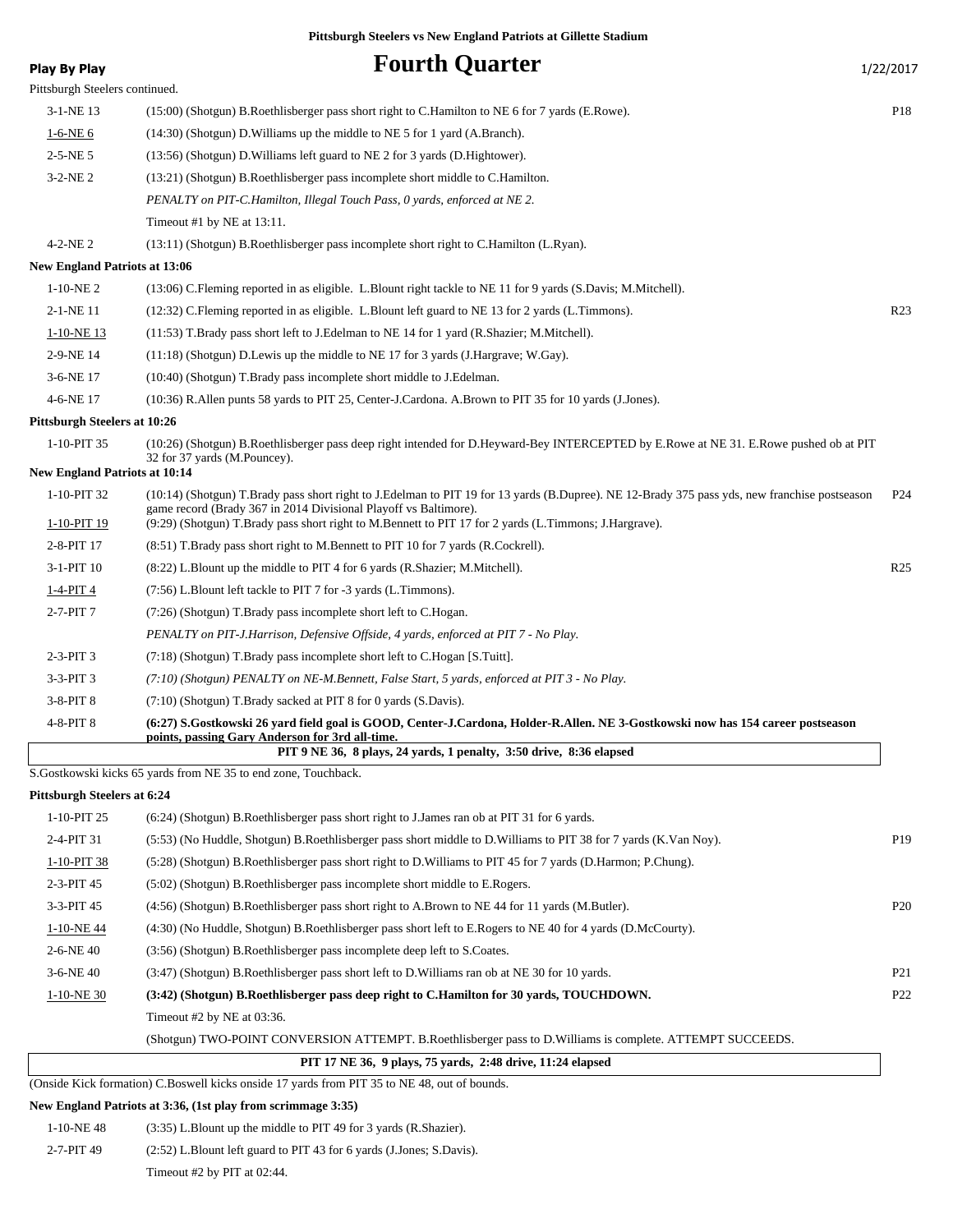**Pittsburgh Steelers vs New England Patriots at Gillette Stadium**

**Play By Play**

# Fourth Quarter

1/22/2017

Pittsburgh Steelers continued.

| Down | Play | |
|---|---|---|
| 3-1-NE 13 | (15:00) (Shotgun) B.Roethlisberger pass short right to C.Hamilton to NE 6 for 7 yards (E.Rowe). | P18 |
| 1-6-NE 6 | (14:30) (Shotgun) D.Williams up the middle to NE 5 for 1 yard (A.Branch). | |
| 2-5-NE 5 | (13:56) (Shotgun) D.Williams left guard to NE 2 for 3 yards (D.Hightower). | |
| 3-2-NE 2 | (13:21) (Shotgun) B.Roethlisberger pass incomplete short middle to C.Hamilton. | |
| | *PENALTY on PIT-C.Hamilton, Illegal Touch Pass, 0 yards, enforced at NE 2.* | |
| | Timeout #1 by NE at 13:11. | |
| 4-2-NE 2 | (13:11) (Shotgun) B.Roethlisberger pass incomplete short right to C.Hamilton (L.Ryan). | |

**New England Patriots at 13:06**

| Down | Play | |
|---|---|---|
| 1-10-NE 2 | (13:06) C.Fleming reported in as eligible. L.Blount right tackle to NE 11 for 9 yards (S.Davis; M.Mitchell). | |
| 2-1-NE 11 | (12:32) C.Fleming reported in as eligible. L.Blount left guard to NE 13 for 2 yards (L.Timmons). | R23 |
| 1-10-NE 13 | (11:53) T.Brady pass short left to J.Edelman to NE 14 for 1 yard (R.Shazier; M.Mitchell). | |
| 2-9-NE 14 | (11:18) (Shotgun) D.Lewis up the middle to NE 17 for 3 yards (J.Hargrave; W.Gay). | |
| 3-6-NE 17 | (10:40) (Shotgun) T.Brady pass incomplete short middle to J.Edelman. | |
| 4-6-NE 17 | (10:36) R.Allen punts 58 yards to PIT 25, Center-J.Cardona. A.Brown to PIT 35 for 10 yards (J.Jones). | |

**Pittsburgh Steelers at 10:26**

| Down | Play | |
|---|---|---|
| 1-10-PIT 35 | (10:26) (Shotgun) B.Roethlisberger pass deep right intended for D.Heyward-Bey INTERCEPTED by E.Rowe at NE 31. E.Rowe pushed ob at PIT 32 for 37 yards (M.Pouncey). | |

**New England Patriots at 10:14**

| Down | Play | |
|---|---|---|
| 1-10-PIT 32 | (10:14) (Shotgun) T.Brady pass short right to J.Edelman to PIT 19 for 13 yards (B.Dupree). NE 12-Brady 375 pass yds, new franchise postseason game record (Brady 367 in 2014 Divisional Playoff vs Baltimore). | P24 |
| 1-10-PIT 19 | (9:29) (Shotgun) T.Brady pass short right to M.Bennett to PIT 17 for 2 yards (L.Timmons; J.Hargrave). | |
| 2-8-PIT 17 | (8:51) T.Brady pass short right to M.Bennett to PIT 10 for 7 yards (R.Cockrell). | |
| 3-1-PIT 10 | (8:22) L.Blount up the middle to PIT 4 for 6 yards (R.Shazier; M.Mitchell). | R25 |
| 1-4-PIT 4 | (7:56) L.Blount left tackle to PIT 7 for -3 yards (L.Timmons). | |
| 2-7-PIT 7 | (7:26) (Shotgun) T.Brady pass incomplete short left to C.Hogan. | |
| | *PENALTY on PIT-J.Harrison, Defensive Offside, 4 yards, enforced at PIT 7 - No Play.* | |
| 2-3-PIT 3 | (7:18) (Shotgun) T.Brady pass incomplete short left to C.Hogan [S.Tuitt]. | |
| 3-3-PIT 3 | *(7:10) (Shotgun) PENALTY on NE-M.Bennett, False Start, 5 yards, enforced at PIT 3 - No Play.* | |
| 3-8-PIT 8 | (7:10) (Shotgun) T.Brady sacked at PIT 8 for 0 yards (S.Davis). | |
| 4-8-PIT 8 | **(6:27) S.Gostkowski 26 yard field goal is GOOD, Center-J.Cardona, Holder-R.Allen. NE 3-Gostkowski now has 154 career postseason points, passing Gary Anderson for 3rd all-time.** | |

**PIT 9 NE 36, 8 plays, 24 yards, 1 penalty, 3:50 drive, 8:36 elapsed**

S.Gostkowski kicks 65 yards from NE 35 to end zone, Touchback.

**Pittsburgh Steelers at 6:24**

| Down | Play | |
|---|---|---|
| 1-10-PIT 25 | (6:24) (Shotgun) B.Roethlisberger pass short right to J.James ran ob at PIT 31 for 6 yards. | |
| 2-4-PIT 31 | (5:53) (No Huddle, Shotgun) B.Roethlisberger pass short middle to D.Williams to PIT 38 for 7 yards (K.Van Noy). | P19 |
| 1-10-PIT 38 | (5:28) (Shotgun) B.Roethlisberger pass short right to D.Williams to PIT 45 for 7 yards (D.Harmon; P.Chung). | |
| 2-3-PIT 45 | (5:02) (Shotgun) B.Roethlisberger pass incomplete short middle to E.Rogers. | |
| 3-3-PIT 45 | (4:56) (Shotgun) B.Roethlisberger pass short right to A.Brown to NE 44 for 11 yards (M.Butler). | P20 |
| 1-10-NE 44 | (4:30) (No Huddle, Shotgun) B.Roethlisberger pass short left to E.Rogers to NE 40 for 4 yards (D.McCourty). | |
| 2-6-NE 40 | (3:56) (Shotgun) B.Roethlisberger pass incomplete deep left to S.Coates. | |
| 3-6-NE 40 | (3:47) (Shotgun) B.Roethlisberger pass short left to D.Williams ran ob at NE 30 for 10 yards. | P21 |
| 1-10-NE 30 | **(3:42) (Shotgun) B.Roethlisberger pass deep right to C.Hamilton for 30 yards, TOUCHDOWN.** | P22 |
| | Timeout #2 by NE at 03:36. | |
| | (Shotgun) TWO-POINT CONVERSION ATTEMPT. B.Roethlisberger pass to D.Williams is complete. ATTEMPT SUCCEEDS. | |

**PIT 17 NE 36, 9 plays, 75 yards, 2:48 drive, 11:24 elapsed**

(Onside Kick formation) C.Boswell kicks onside 17 yards from PIT 35 to NE 48, out of bounds.

**New England Patriots at 3:36, (1st play from scrimmage 3:35)**

| Down | Play | |
|---|---|---|
| 1-10-NE 48 | (3:35) L.Blount up the middle to PIT 49 for 3 yards (R.Shazier). | |
| 2-7-PIT 49 | (2:52) L.Blount left guard to PIT 43 for 6 yards (J.Jones; S.Davis). | |
| | Timeout #2 by PIT at 02:44. | |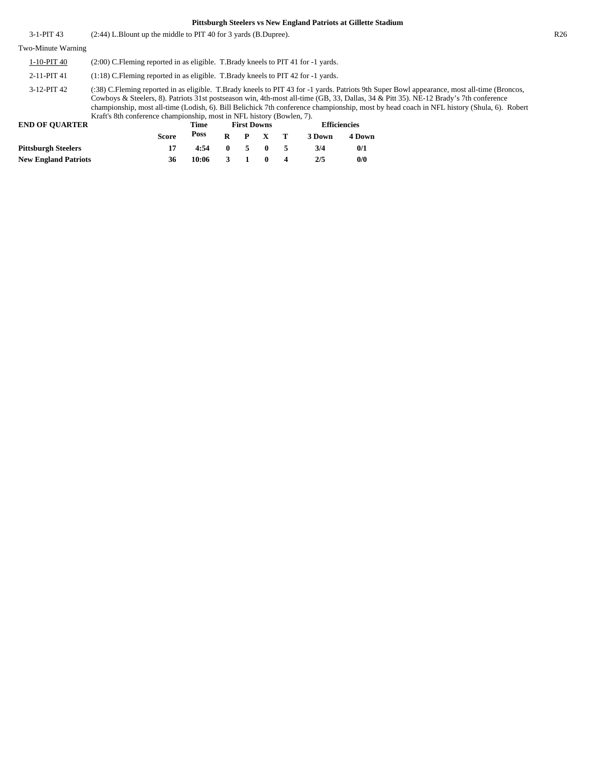| | |
|---|---|
| 3-1-PIT 43 | (2:44) L.Blount up the middle to PIT 40 for 3 yards (B.Dupree). |
| Two-Minute Warning | |
| 1-10-PIT 40 | (2:00) C.Fleming reported in as eligible. T.Brady kneels to PIT 41 for -1 yards. |
| 2-11-PIT 41 | (1:18) C.Fleming reported in as eligible. T.Brady kneels to PIT 42 for -1 yards. |
| 3-12-PIT 42 | (:38) C.Fleming reported in as eligible. T.Brady kneels to PIT 43 for -1 yards. Patriots 9th Super Bowl appearance, most all-time (Broncos, Cowboys & Steelers, 8). Patriots 31st postseason win, 4th-most all-time (GB, 33, Dallas, 34 & Pitt 35). NE-12 Brady's 7th conference championship, most all-time (Lodish, 6). Bill Belichick 7th conference championship, most by head coach in NFL history (Shula, 6). Robert Kraft's 8th conference championship, most in NFL history (Bowlen, 7). |

**END OF QUARTER**

| | Score | Time Poss | First Downs R | P | X | T | Efficiencies 3 Down | 4 Down |
|---|---|---|---|---|---|---|---|---|
| **Pittsburgh Steelers** | 17 | 4:54 | 0 | 5 | 0 | 5 | 3/4 | 0/1 |
| **New England Patriots** | 36 | 10:06 | 3 | 1 | 0 | 4 | 2/5 | 0/0 |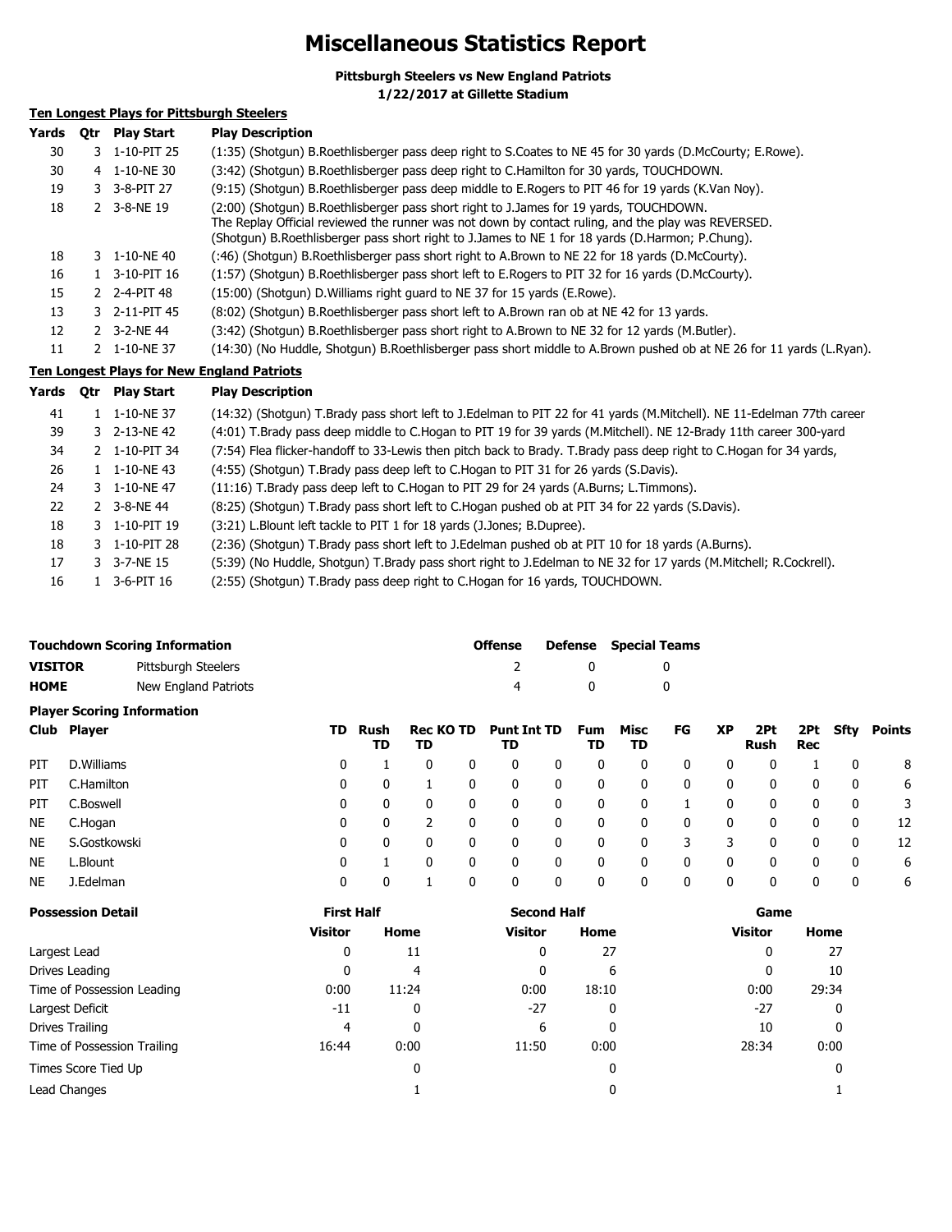# Miscellaneous Statistics Report

**Pittsburgh Steelers vs New England Patriots**
**1/22/2017 at Gillette Stadium**

### Ten Longest Plays for Pittsburgh Steelers

| Yards | Qtr | Play Start | Play Description |
|---|---|---|---|
| 30 | 3 | 1-10-PIT 25 | (1:35) (Shotgun) B.Roethlisberger pass deep right to S.Coates to NE 45 for 30 yards (D.McCourty; E.Rowe). |
| 30 | 4 | 1-10-NE 30 | (3:42) (Shotgun) B.Roethlisberger pass deep right to C.Hamilton for 30 yards, TOUCHDOWN. |
| 19 | 3 | 3-8-PIT 27 | (9:15) (Shotgun) B.Roethlisberger pass deep middle to E.Rogers to PIT 46 for 19 yards (K.Van Noy). |
| 18 | 2 | 3-8-NE 19 | (2:00) (Shotgun) B.Roethlisberger pass short right to J.James for 19 yards, TOUCHDOWN. The Replay Official reviewed the runner was not down by contact ruling, and the play was REVERSED. (Shotgun) B.Roethlisberger pass short right to J.James to NE 1 for 18 yards (D.Harmon; P.Chung). |
| 18 | 3 | 1-10-NE 40 | (:46) (Shotgun) B.Roethlisberger pass short right to A.Brown to NE 22 for 18 yards (D.McCourty). |
| 16 | 1 | 3-10-PIT 16 | (1:57) (Shotgun) B.Roethlisberger pass short left to E.Rogers to PIT 32 for 16 yards (D.McCourty). |
| 15 | 2 | 2-4-PIT 48 | (15:00) (Shotgun) D.Williams right guard to NE 37 for 15 yards (E.Rowe). |
| 13 | 3 | 2-11-PIT 45 | (8:02) (Shotgun) B.Roethlisberger pass short left to A.Brown ran ob at NE 42 for 13 yards. |
| 12 | 2 | 3-2-NE 44 | (3:42) (Shotgun) B.Roethlisberger pass short right to A.Brown to NE 32 for 12 yards (M.Butler). |
| 11 | 2 | 1-10-NE 37 | (14:30) (No Huddle, Shotgun) B.Roethlisberger pass short middle to A.Brown pushed ob at NE 26 for 11 yards (L.Ryan). |

### Ten Longest Plays for New England Patriots

| Yards | Qtr | Play Start | Play Description |
|---|---|---|---|
| 41 | 1 | 1-10-NE 37 | (14:32) (Shotgun) T.Brady pass short left to J.Edelman to PIT 22 for 41 yards (M.Mitchell). NE 11-Edelman 77th career |
| 39 | 3 | 2-13-NE 42 | (4:01) T.Brady pass deep middle to C.Hogan to PIT 19 for 39 yards (M.Mitchell). NE 12-Brady 11th career 300-yard |
| 34 | 2 | 1-10-PIT 34 | (7:54) Flea flicker-handoff to 33-Lewis then pitch back to Brady. T.Brady pass deep right to C.Hogan for 34 yards, |
| 26 | 1 | 1-10-NE 43 | (4:55) (Shotgun) T.Brady pass deep left to C.Hogan to PIT 31 for 26 yards (S.Davis). |
| 24 | 3 | 1-10-NE 47 | (11:16) T.Brady pass deep left to C.Hogan to PIT 29 for 24 yards (A.Burns; L.Timmons). |
| 22 | 2 | 3-8-NE 44 | (8:25) (Shotgun) T.Brady pass short left to C.Hogan pushed ob at PIT 34 for 22 yards (S.Davis). |
| 18 | 3 | 1-10-PIT 19 | (3:21) L.Blount left tackle to PIT 1 for 18 yards (J.Jones; B.Dupree). |
| 18 | 3 | 1-10-PIT 28 | (2:36) (Shotgun) T.Brady pass short left to J.Edelman pushed ob at PIT 10 for 18 yards (A.Burns). |
| 17 | 3 | 3-7-NE 15 | (5:39) (No Huddle, Shotgun) T.Brady pass short right to J.Edelman to NE 32 for 17 yards (M.Mitchell; R.Cockrell). |
| 16 | 1 | 3-6-PIT 16 | (2:55) (Shotgun) T.Brady pass deep right to C.Hogan for 16 yards, TOUCHDOWN. |

### Touchdown Scoring Information

| | | Offense | Defense | Special Teams |
|---|---|---|---|---|
| **VISITOR** | Pittsburgh Steelers | 2 | 0 | 0 |
| **HOME** | New England Patriots | 4 | 0 | 0 |

### Player Scoring Information

| Club | Player | TD | Rush TD | Rec TD | KO TD | Punt TD | Int TD | Fum TD | Misc TD | FG | XP | 2Pt Rush | 2Pt Rec | Sfty | Points |
|---|---|---|---|---|---|---|---|---|---|---|---|---|---|---|---|
| PIT | D.Williams | 0 | 1 | 0 | 0 | 0 | 0 | 0 | 0 | 0 | 0 | 0 | 1 | 0 | 8 |
| PIT | C.Hamilton | 0 | 0 | 1 | 0 | 0 | 0 | 0 | 0 | 0 | 0 | 0 | 0 | 0 | 6 |
| PIT | C.Boswell | 0 | 0 | 0 | 0 | 0 | 0 | 0 | 0 | 1 | 0 | 0 | 0 | 0 | 3 |
| NE | C.Hogan | 0 | 0 | 2 | 0 | 0 | 0 | 0 | 0 | 0 | 0 | 0 | 0 | 0 | 12 |
| NE | S.Gostkowski | 0 | 0 | 0 | 0 | 0 | 0 | 0 | 0 | 3 | 3 | 0 | 0 | 0 | 12 |
| NE | L.Blount | 0 | 1 | 0 | 0 | 0 | 0 | 0 | 0 | 0 | 0 | 0 | 0 | 0 | 6 |
| NE | J.Edelman | 0 | 0 | 1 | 0 | 0 | 0 | 0 | 0 | 0 | 0 | 0 | 0 | 0 | 6 |

### Possession Detail

| | First Half | | Second Half | | Game | |
|---|---|---|---|---|---|---|
| | Visitor | Home | Visitor | Home | Visitor | Home |
| Largest Lead | 0 | 11 | 0 | 27 | 0 | 27 |
| Drives Leading | 0 | 4 | 0 | 6 | 0 | 10 |
| Time of Possession Leading | 0:00 | 11:24 | 0:00 | 18:10 | 0:00 | 29:34 |
| Largest Deficit | -11 | 0 | -27 | 0 | -27 | 0 |
| Drives Trailing | 4 | 0 | 6 | 0 | 10 | 0 |
| Time of Possession Trailing | 16:44 | 0:00 | 11:50 | 0:00 | 28:34 | 0:00 |
| Times Score Tied Up | | 0 | | 0 | | 0 |
| Lead Changes | | 1 | | 0 | | 1 |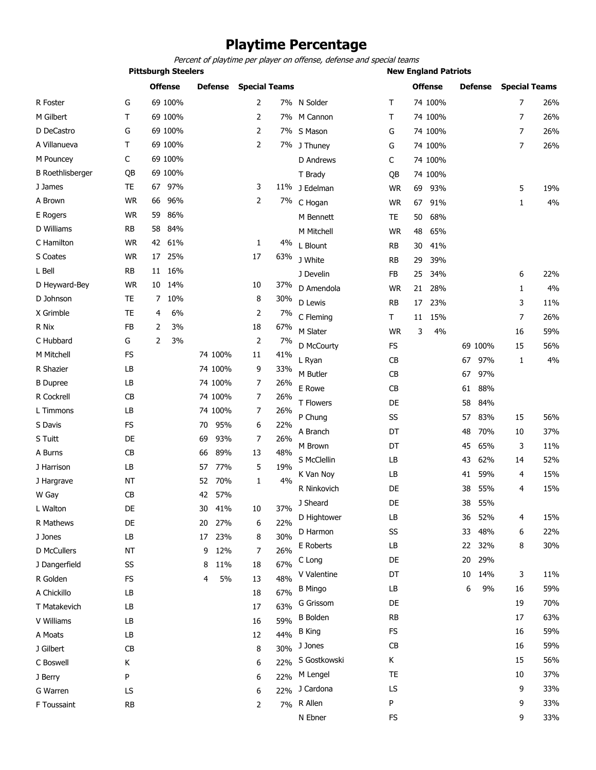# Playtime Percentage

*Percent of playtime per player on offense, defense and special teams*

**Pittsburgh Steelers**

| Player | Pos | Offense | | Defense | | Special Teams | |
|---|---|---|---|---|---|---|---|
| R Foster | G | 69 | 100% | | | 2 | 7% |
| M Gilbert | T | 69 | 100% | | | 2 | 7% |
| D DeCastro | G | 69 | 100% | | | 2 | 7% |
| A Villanueva | T | 69 | 100% | | | 2 | 7% |
| M Pouncey | C | 69 | 100% | | | | |
| B Roethlisberger | QB | 69 | 100% | | | | |
| J James | TE | 67 | 97% | | | 3 | 11% |
| A Brown | WR | 66 | 96% | | | 2 | 7% |
| E Rogers | WR | 59 | 86% | | | | |
| D Williams | RB | 58 | 84% | | | | |
| C Hamilton | WR | 42 | 61% | | | 1 | 4% |
| S Coates | WR | 17 | 25% | | | 17 | 63% |
| L Bell | RB | 11 | 16% | | | | |
| D Heyward-Bey | WR | 10 | 14% | | | 10 | 37% |
| D Johnson | TE | 7 | 10% | | | 8 | 30% |
| X Grimble | TE | 4 | 6% | | | 2 | 7% |
| R Nix | FB | 2 | 3% | | | 18 | 67% |
| C Hubbard | G | 2 | 3% | | | 2 | 7% |
| M Mitchell | FS | | | 74 | 100% | 11 | 41% |
| R Shazier | LB | | | 74 | 100% | 9 | 33% |
| B Dupree | LB | | | 74 | 100% | 7 | 26% |
| R Cockrell | CB | | | 74 | 100% | 7 | 26% |
| L Timmons | LB | | | 74 | 100% | 7 | 26% |
| S Davis | FS | | | 70 | 95% | 6 | 22% |
| S Tuitt | DE | | | 69 | 93% | 7 | 26% |
| A Burns | CB | | | 66 | 89% | 13 | 48% |
| J Harrison | LB | | | 57 | 77% | 5 | 19% |
| J Hargrave | NT | | | 52 | 70% | 1 | 4% |
| W Gay | CB | | | 42 | 57% | | |
| L Walton | DE | | | 30 | 41% | 10 | 37% |
| R Mathews | DE | | | 20 | 27% | 6 | 22% |
| J Jones | LB | | | 17 | 23% | 8 | 30% |
| D McCullers | NT | | | 9 | 12% | 7 | 26% |
| J Dangerfield | SS | | | 8 | 11% | 18 | 67% |
| R Golden | FS | | | 4 | 5% | 13 | 48% |
| A Chickillo | LB | | | | | 18 | 67% |
| T Matakevich | LB | | | | | 17 | 63% |
| V Williams | LB | | | | | 16 | 59% |
| A Moats | LB | | | | | 12 | 44% |
| J Gilbert | CB | | | | | 8 | 30% |
| C Boswell | K | | | | | 6 | 22% |
| J Berry | P | | | | | 6 | 22% |
| G Warren | LS | | | | | 6 | 22% |
| F Toussaint | RB | | | | | 2 | 7% |

**New England Patriots**

| Player | Pos | Offense | | Defense | | Special Teams | |
|---|---|---|---|---|---|---|---|
| N Solder | T | 74 | 100% | | | 7 | 26% |
| M Cannon | T | 74 | 100% | | | 7 | 26% |
| S Mason | G | 74 | 100% | | | 7 | 26% |
| J Thuney | G | 74 | 100% | | | 7 | 26% |
| D Andrews | C | 74 | 100% | | | | |
| T Brady | QB | 74 | 100% | | | | |
| J Edelman | WR | 69 | 93% | | | 5 | 19% |
| C Hogan | WR | 67 | 91% | | | 1 | 4% |
| M Bennett | TE | 50 | 68% | | | | |
| M Mitchell | WR | 48 | 65% | | | | |
| L Blount | RB | 30 | 41% | | | | |
| J White | RB | 29 | 39% | | | | |
| J Develin | FB | 25 | 34% | | | 6 | 22% |
| D Amendola | WR | 21 | 28% | | | 1 | 4% |
| D Lewis | RB | 17 | 23% | | | 3 | 11% |
| C Fleming | T | 11 | 15% | | | 7 | 26% |
| M Slater | WR | 3 | 4% | | | 16 | 59% |
| D McCourty | FS | | | 69 | 100% | 15 | 56% |
| L Ryan | CB | | | 67 | 97% | 1 | 4% |
| M Butler | CB | | | 67 | 97% | | |
| E Rowe | CB | | | 61 | 88% | | |
| T Flowers | DE | | | 58 | 84% | | |
| P Chung | SS | | | 57 | 83% | 15 | 56% |
| A Branch | DT | | | 48 | 70% | 10 | 37% |
| M Brown | DT | | | 45 | 65% | 3 | 11% |
| S McClellin | LB | | | 43 | 62% | 14 | 52% |
| K Van Noy | LB | | | 41 | 59% | 4 | 15% |
| R Ninkovich | DE | | | 38 | 55% | 4 | 15% |
| J Sheard | DE | | | 38 | 55% | | |
| D Hightower | LB | | | 36 | 52% | 4 | 15% |
| D Harmon | SS | | | 33 | 48% | 6 | 22% |
| E Roberts | LB | | | 22 | 32% | 8 | 30% |
| C Long | DE | | | 20 | 29% | | |
| V Valentine | DT | | | 10 | 14% | 3 | 11% |
| B Mingo | LB | | | 6 | 9% | 16 | 59% |
| G Grissom | DE | | | | | 19 | 70% |
| B Bolden | RB | | | | | 17 | 63% |
| B King | FS | | | | | 16 | 59% |
| J Jones | CB | | | | | 16 | 59% |
| S Gostkowski | K | | | | | 15 | 56% |
| M Lengel | TE | | | | | 10 | 37% |
| J Cardona | LS | | | | | 9 | 33% |
| R Allen | P | | | | | 9 | 33% |
| N Ebner | FS | | | | | 9 | 33% |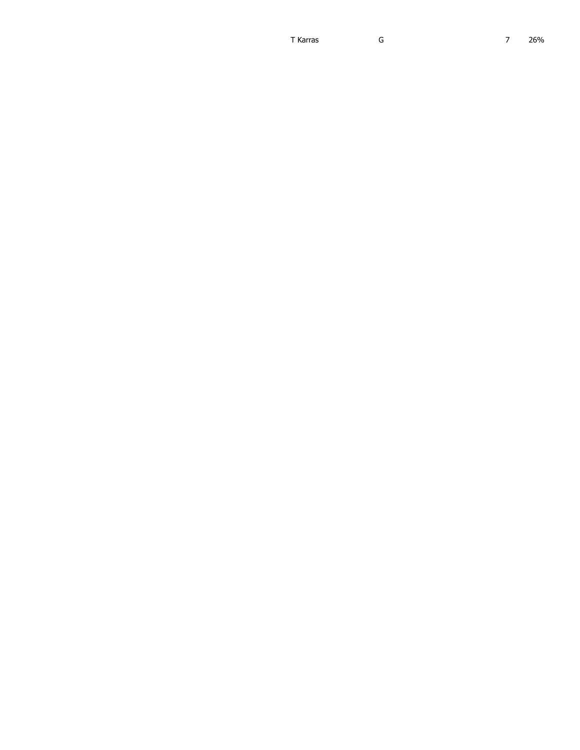| | | | |
|---|---|---|---|
| T Karras | G | 7 | 26% |